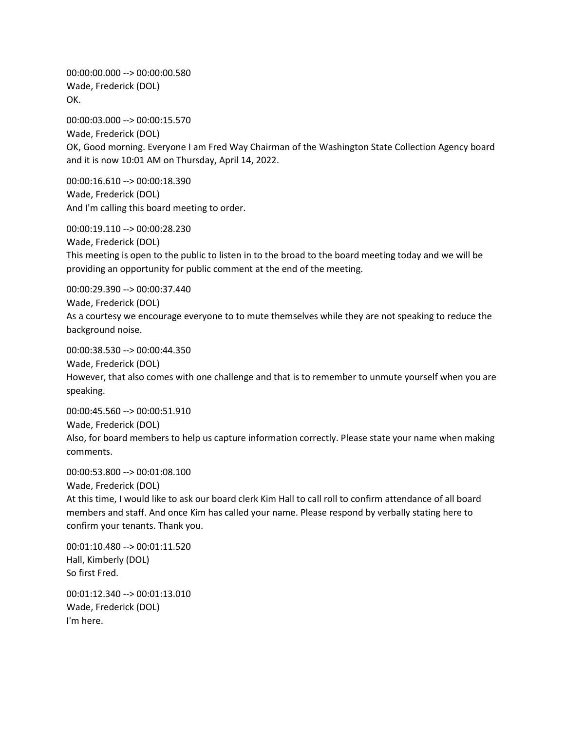00:00:00.000 --> 00:00:00.580
Wade, Frederick (DOL)
OK.

00:00:03.000 --> 00:00:15.570
Wade, Frederick (DOL)
OK, Good morning. Everyone I am Fred Way Chairman of the Washington State Collection Agency board and it is now 10:01 AM on Thursday, April 14, 2022.

00:00:16.610 --> 00:00:18.390
Wade, Frederick (DOL)
And I'm calling this board meeting to order.

00:00:19.110 --> 00:00:28.230
Wade, Frederick (DOL)
This meeting is open to the public to listen in to the broad to the board meeting today and we will be providing an opportunity for public comment at the end of the meeting.

00:00:29.390 --> 00:00:37.440
Wade, Frederick (DOL)
As a courtesy we encourage everyone to to mute themselves while they are not speaking to reduce the background noise.

00:00:38.530 --> 00:00:44.350
Wade, Frederick (DOL)
However, that also comes with one challenge and that is to remember to unmute yourself when you are speaking.

00:00:45.560 --> 00:00:51.910
Wade, Frederick (DOL)
Also, for board members to help us capture information correctly. Please state your name when making comments.

00:00:53.800 --> 00:01:08.100
Wade, Frederick (DOL)
At this time, I would like to ask our board clerk Kim Hall to call roll to confirm attendance of all board members and staff. And once Kim has called your name. Please respond by verbally stating here to confirm your tenants. Thank you.

00:01:10.480 --> 00:01:11.520
Hall, Kimberly (DOL)
So first Fred.

00:01:12.340 --> 00:01:13.010
Wade, Frederick (DOL)
I'm here.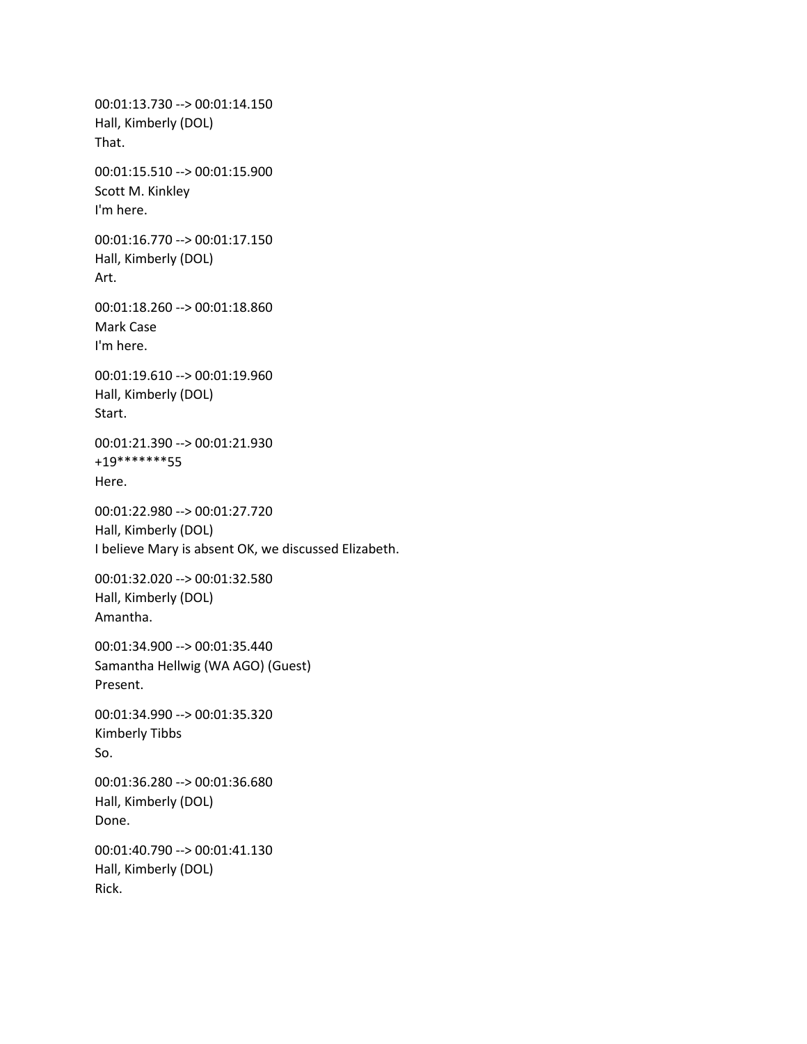00:01:13.730 --> 00:01:14.150
Hall, Kimberly (DOL)
That.

00:01:15.510 --> 00:01:15.900
Scott M. Kinkley
I'm here.

00:01:16.770 --> 00:01:17.150
Hall, Kimberly (DOL)
Art.

00:01:18.260 --> 00:01:18.860
Mark Case
I'm here.

00:01:19.610 --> 00:01:19.960
Hall, Kimberly (DOL)
Start.

00:01:21.390 --> 00:01:21.930
+19*******55
Here.

00:01:22.980 --> 00:01:27.720
Hall, Kimberly (DOL)
I believe Mary is absent OK, we discussed Elizabeth.

00:01:32.020 --> 00:01:32.580
Hall, Kimberly (DOL)
Amantha.

00:01:34.900 --> 00:01:35.440
Samantha Hellwig (WA AGO) (Guest)
Present.

00:01:34.990 --> 00:01:35.320
Kimberly Tibbs
So.

00:01:36.280 --> 00:01:36.680
Hall, Kimberly (DOL)
Done.

00:01:40.790 --> 00:01:41.130
Hall, Kimberly (DOL)
Rick.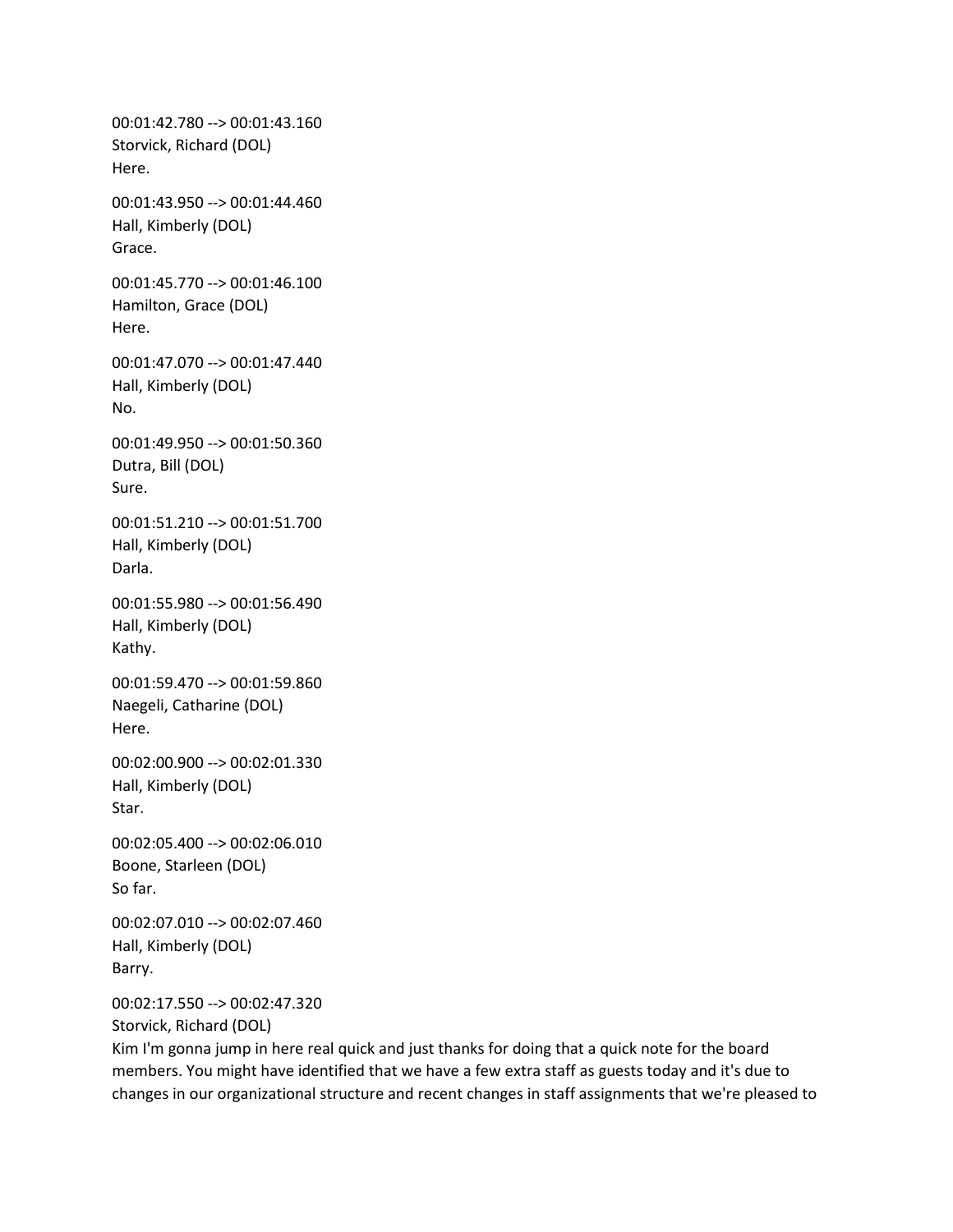00:01:42.780 --> 00:01:43.160
Storvick, Richard (DOL)
Here.

00:01:43.950 --> 00:01:44.460
Hall, Kimberly (DOL)
Grace.

00:01:45.770 --> 00:01:46.100
Hamilton, Grace (DOL)
Here.

00:01:47.070 --> 00:01:47.440
Hall, Kimberly (DOL)
No.

00:01:49.950 --> 00:01:50.360
Dutra, Bill (DOL)
Sure.

00:01:51.210 --> 00:01:51.700
Hall, Kimberly (DOL)
Darla.

00:01:55.980 --> 00:01:56.490
Hall, Kimberly (DOL)
Kathy.

00:01:59.470 --> 00:01:59.860
Naegeli, Catharine (DOL)
Here.

00:02:00.900 --> 00:02:01.330
Hall, Kimberly (DOL)
Star.

00:02:05.400 --> 00:02:06.010
Boone, Starleen (DOL)
So far.

00:02:07.010 --> 00:02:07.460
Hall, Kimberly (DOL)
Barry.

00:02:17.550 --> 00:02:47.320
Storvick, Richard (DOL)
Kim I'm gonna jump in here real quick and just thanks for doing that a quick note for the board members. You might have identified that we have a few extra staff as guests today and it's due to changes in our organizational structure and recent changes in staff assignments that we're pleased to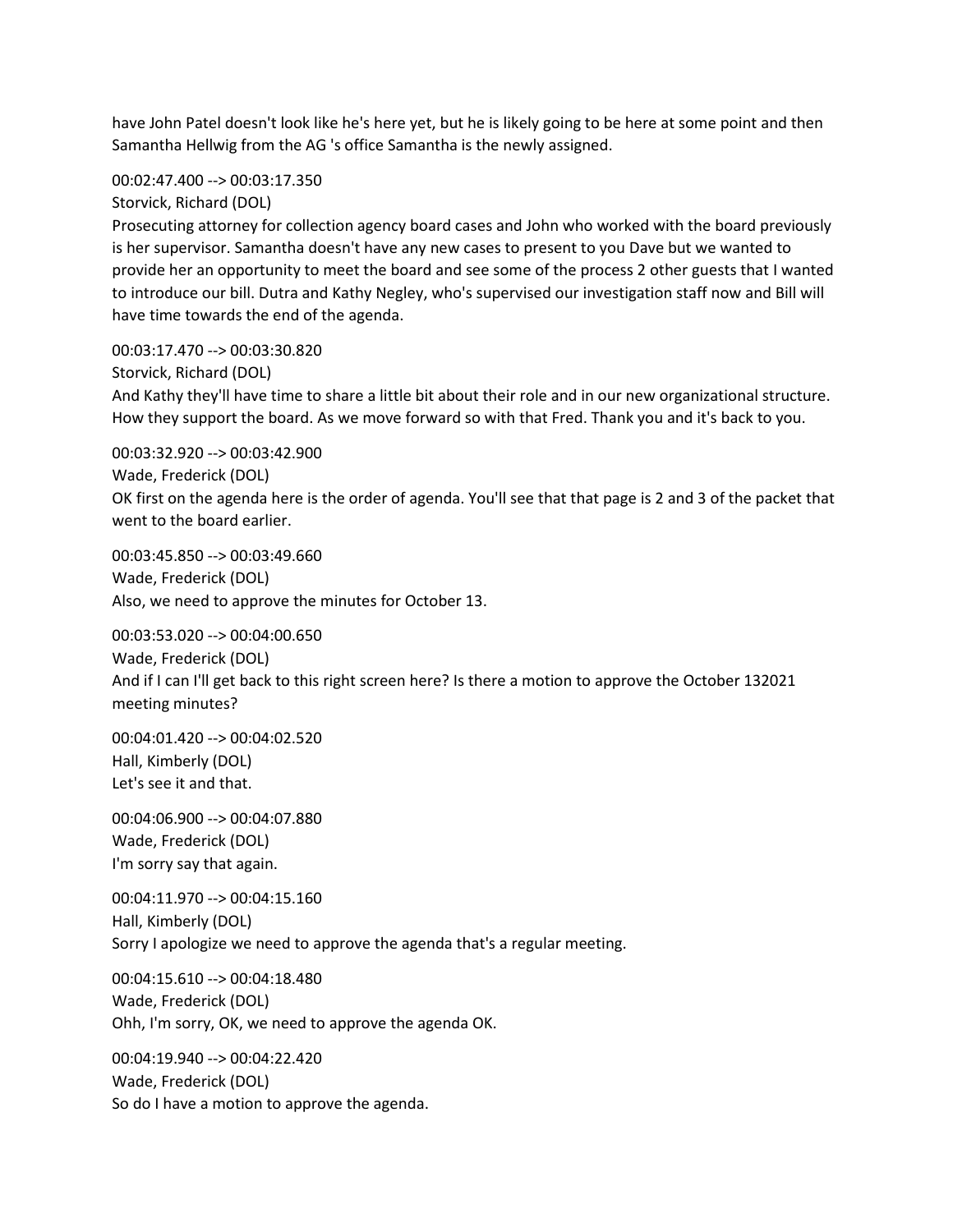have John Patel doesn't look like he's here yet, but he is likely going to be here at some point and then Samantha Hellwig from the AG 's office Samantha is the newly assigned.

00:02:47.400 --> 00:03:17.350
Storvick, Richard (DOL)
Prosecuting attorney for collection agency board cases and John who worked with the board previously is her supervisor. Samantha doesn't have any new cases to present to you Dave but we wanted to provide her an opportunity to meet the board and see some of the process 2 other guests that I wanted to introduce our bill. Dutra and Kathy Negley, who's supervised our investigation staff now and Bill will have time towards the end of the agenda.

00:03:17.470 --> 00:03:30.820
Storvick, Richard (DOL)
And Kathy they'll have time to share a little bit about their role and in our new organizational structure. How they support the board. As we move forward so with that Fred. Thank you and it's back to you.

00:03:32.920 --> 00:03:42.900
Wade, Frederick (DOL)
OK first on the agenda here is the order of agenda. You'll see that that page is 2 and 3 of the packet that went to the board earlier.

00:03:45.850 --> 00:03:49.660
Wade, Frederick (DOL)
Also, we need to approve the minutes for October 13.

00:03:53.020 --> 00:04:00.650
Wade, Frederick (DOL)
And if I can I'll get back to this right screen here? Is there a motion to approve the October 132021 meeting minutes?

00:04:01.420 --> 00:04:02.520
Hall, Kimberly (DOL)
Let's see it and that.

00:04:06.900 --> 00:04:07.880
Wade, Frederick (DOL)
I'm sorry say that again.

00:04:11.970 --> 00:04:15.160
Hall, Kimberly (DOL)
Sorry I apologize we need to approve the agenda that's a regular meeting.

00:04:15.610 --> 00:04:18.480
Wade, Frederick (DOL)
Ohh, I'm sorry, OK, we need to approve the agenda OK.

00:04:19.940 --> 00:04:22.420
Wade, Frederick (DOL)
So do I have a motion to approve the agenda.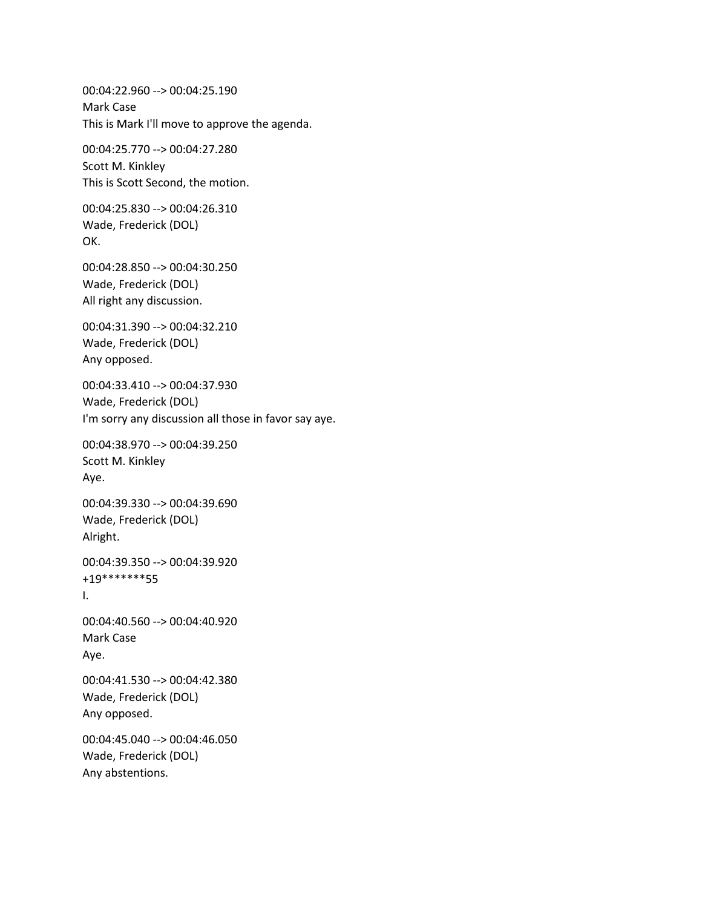00:04:22.960 --> 00:04:25.190
Mark Case
This is Mark I'll move to approve the agenda.

00:04:25.770 --> 00:04:27.280
Scott M. Kinkley
This is Scott Second, the motion.

00:04:25.830 --> 00:04:26.310
Wade, Frederick (DOL)
OK.

00:04:28.850 --> 00:04:30.250
Wade, Frederick (DOL)
All right any discussion.

00:04:31.390 --> 00:04:32.210
Wade, Frederick (DOL)
Any opposed.

00:04:33.410 --> 00:04:37.930
Wade, Frederick (DOL)
I'm sorry any discussion all those in favor say aye.

00:04:38.970 --> 00:04:39.250
Scott M. Kinkley
Aye.

00:04:39.330 --> 00:04:39.690
Wade, Frederick (DOL)
Alright.

00:04:39.350 --> 00:04:39.920
+19*******55
I.

00:04:40.560 --> 00:04:40.920
Mark Case
Aye.

00:04:41.530 --> 00:04:42.380
Wade, Frederick (DOL)
Any opposed.

00:04:45.040 --> 00:04:46.050
Wade, Frederick (DOL)
Any abstentions.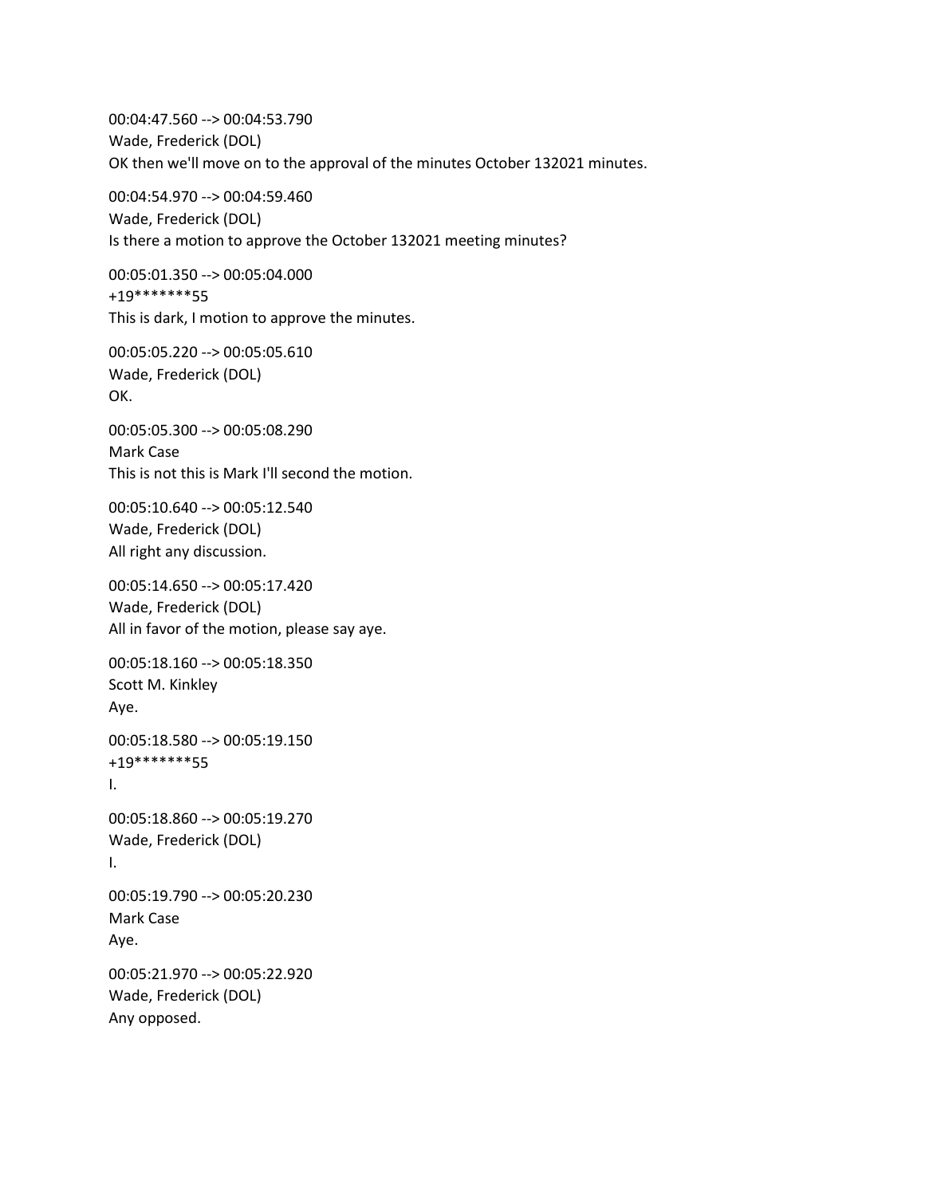00:04:47.560 --> 00:04:53.790
Wade, Frederick (DOL)
OK then we'll move on to the approval of the minutes October 132021 minutes.

00:04:54.970 --> 00:04:59.460
Wade, Frederick (DOL)
Is there a motion to approve the October 132021 meeting minutes?

00:05:01.350 --> 00:05:04.000
+19*******55
This is dark, I motion to approve the minutes.

00:05:05.220 --> 00:05:05.610
Wade, Frederick (DOL)
OK.

00:05:05.300 --> 00:05:08.290
Mark Case
This is not this is Mark I'll second the motion.

00:05:10.640 --> 00:05:12.540
Wade, Frederick (DOL)
All right any discussion.

00:05:14.650 --> 00:05:17.420
Wade, Frederick (DOL)
All in favor of the motion, please say aye.

00:05:18.160 --> 00:05:18.350
Scott M. Kinkley
Aye.

00:05:18.580 --> 00:05:19.150
+19*******55
I.

00:05:18.860 --> 00:05:19.270
Wade, Frederick (DOL)
I.

00:05:19.790 --> 00:05:20.230
Mark Case
Aye.

00:05:21.970 --> 00:05:22.920
Wade, Frederick (DOL)
Any opposed.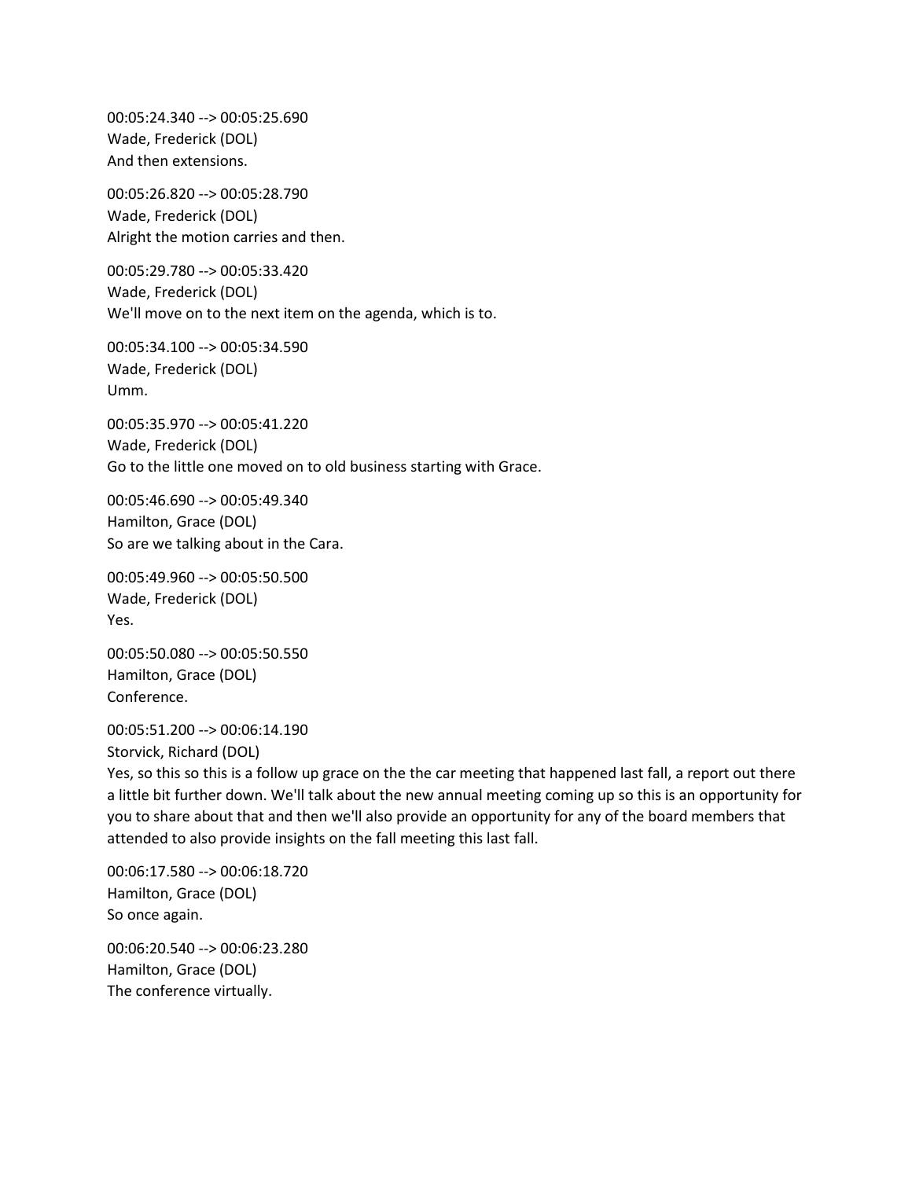00:05:24.340 --> 00:05:25.690
Wade, Frederick (DOL)
And then extensions.

00:05:26.820 --> 00:05:28.790
Wade, Frederick (DOL)
Alright the motion carries and then.

00:05:29.780 --> 00:05:33.420
Wade, Frederick (DOL)
We'll move on to the next item on the agenda, which is to.

00:05:34.100 --> 00:05:34.590
Wade, Frederick (DOL)
Umm.

00:05:35.970 --> 00:05:41.220
Wade, Frederick (DOL)
Go to the little one moved on to old business starting with Grace.

00:05:46.690 --> 00:05:49.340
Hamilton, Grace (DOL)
So are we talking about in the Cara.

00:05:49.960 --> 00:05:50.500
Wade, Frederick (DOL)
Yes.

00:05:50.080 --> 00:05:50.550
Hamilton, Grace (DOL)
Conference.

00:05:51.200 --> 00:06:14.190
Storvick, Richard (DOL)
Yes, so this so this is a follow up grace on the the car meeting that happened last fall, a report out there a little bit further down. We'll talk about the new annual meeting coming up so this is an opportunity for you to share about that and then we'll also provide an opportunity for any of the board members that attended to also provide insights on the fall meeting this last fall.

00:06:17.580 --> 00:06:18.720
Hamilton, Grace (DOL)
So once again.

00:06:20.540 --> 00:06:23.280
Hamilton, Grace (DOL)
The conference virtually.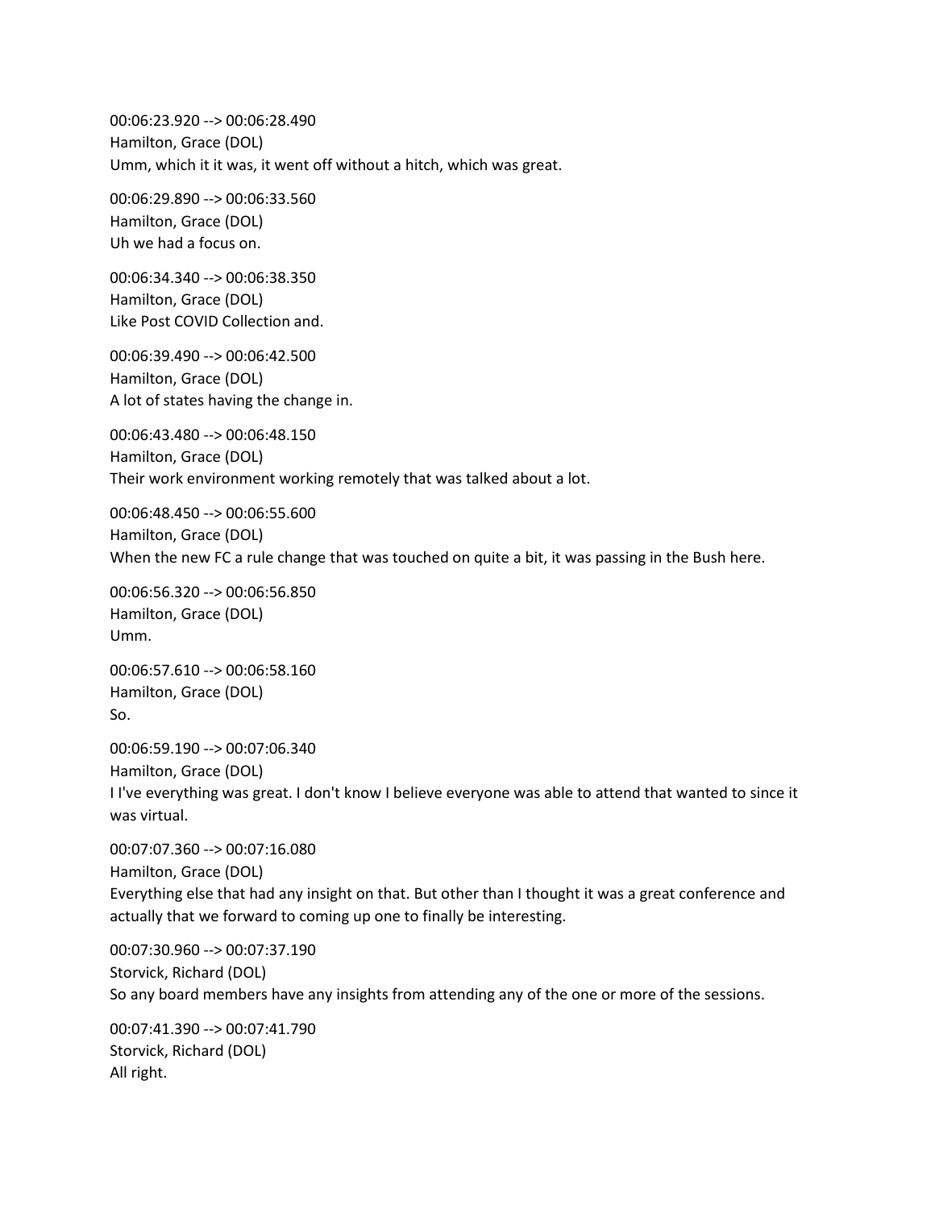00:06:23.920 --> 00:06:28.490
Hamilton, Grace (DOL)
Umm, which it it was, it went off without a hitch, which was great.

00:06:29.890 --> 00:06:33.560
Hamilton, Grace (DOL)
Uh we had a focus on.

00:06:34.340 --> 00:06:38.350
Hamilton, Grace (DOL)
Like Post COVID Collection and.

00:06:39.490 --> 00:06:42.500
Hamilton, Grace (DOL)
A lot of states having the change in.

00:06:43.480 --> 00:06:48.150
Hamilton, Grace (DOL)
Their work environment working remotely that was talked about a lot.

00:06:48.450 --> 00:06:55.600
Hamilton, Grace (DOL)
When the new FC a rule change that was touched on quite a bit, it was passing in the Bush here.

00:06:56.320 --> 00:06:56.850
Hamilton, Grace (DOL)
Umm.

00:06:57.610 --> 00:06:58.160
Hamilton, Grace (DOL)
So.

00:06:59.190 --> 00:07:06.340
Hamilton, Grace (DOL)
I I've everything was great. I don't know I believe everyone was able to attend that wanted to since it was virtual.

00:07:07.360 --> 00:07:16.080
Hamilton, Grace (DOL)
Everything else that had any insight on that. But other than I thought it was a great conference and actually that we forward to coming up one to finally be interesting.

00:07:30.960 --> 00:07:37.190
Storvick, Richard (DOL)
So any board members have any insights from attending any of the one or more of the sessions.

00:07:41.390 --> 00:07:41.790
Storvick, Richard (DOL)
All right.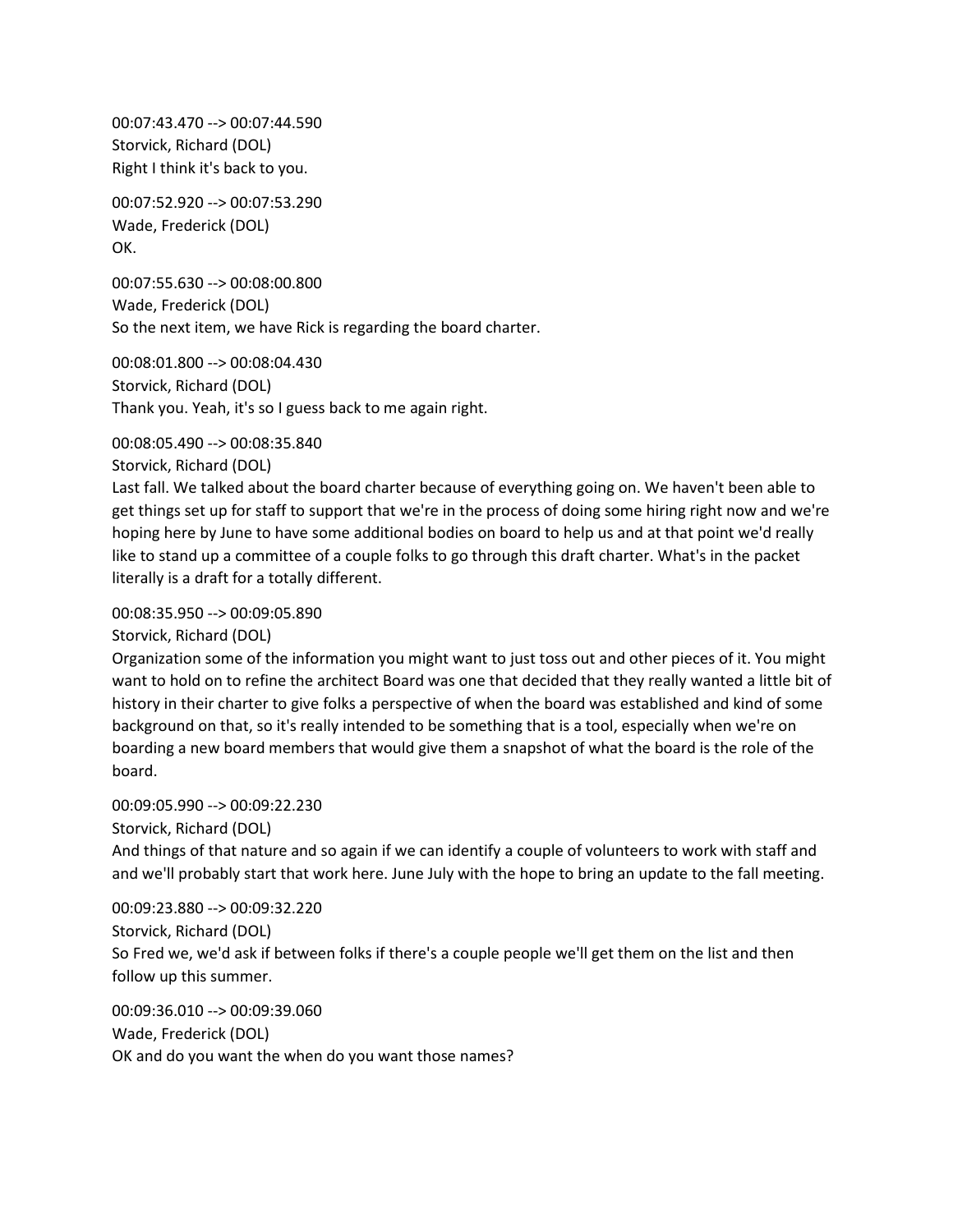00:07:43.470 --> 00:07:44.590
Storvick, Richard (DOL)
Right I think it's back to you.

00:07:52.920 --> 00:07:53.290
Wade, Frederick (DOL)
OK.

00:07:55.630 --> 00:08:00.800
Wade, Frederick (DOL)
So the next item, we have Rick is regarding the board charter.

00:08:01.800 --> 00:08:04.430
Storvick, Richard (DOL)
Thank you. Yeah, it's so I guess back to me again right.

00:08:05.490 --> 00:08:35.840
Storvick, Richard (DOL)
Last fall. We talked about the board charter because of everything going on. We haven't been able to get things set up for staff to support that we're in the process of doing some hiring right now and we're hoping here by June to have some additional bodies on board to help us and at that point we'd really like to stand up a committee of a couple folks to go through this draft charter. What's in the packet literally is a draft for a totally different.

00:08:35.950 --> 00:09:05.890
Storvick, Richard (DOL)
Organization some of the information you might want to just toss out and other pieces of it. You might want to hold on to refine the architect Board was one that decided that they really wanted a little bit of history in their charter to give folks a perspective of when the board was established and kind of some background on that, so it's really intended to be something that is a tool, especially when we're on boarding a new board members that would give them a snapshot of what the board is the role of the board.

00:09:05.990 --> 00:09:22.230
Storvick, Richard (DOL)
And things of that nature and so again if we can identify a couple of volunteers to work with staff and and we'll probably start that work here. June July with the hope to bring an update to the fall meeting.

00:09:23.880 --> 00:09:32.220
Storvick, Richard (DOL)
So Fred we, we'd ask if between folks if there's a couple people we'll get them on the list and then follow up this summer.

00:09:36.010 --> 00:09:39.060
Wade, Frederick (DOL)
OK and do you want the when do you want those names?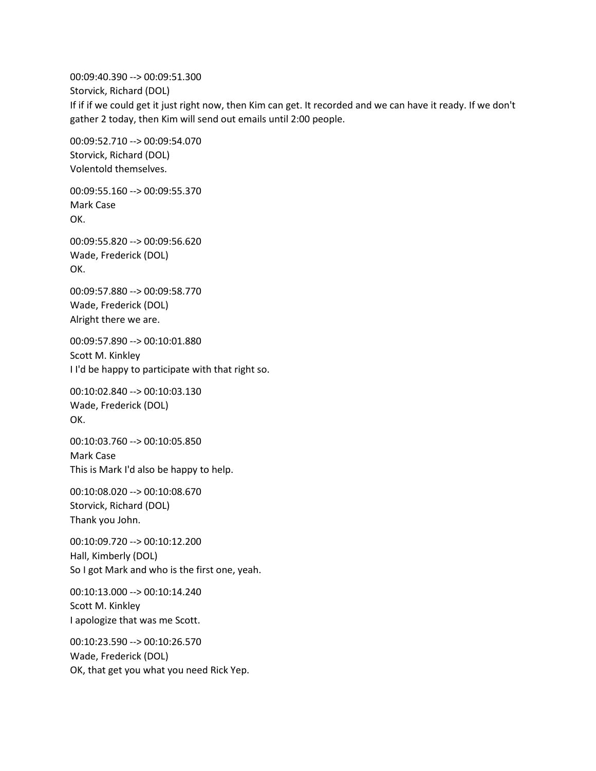00:09:40.390 --> 00:09:51.300
Storvick, Richard (DOL)
If if if we could get it just right now, then Kim can get. It recorded and we can have it ready. If we don't gather 2 today, then Kim will send out emails until 2:00 people.

00:09:52.710 --> 00:09:54.070
Storvick, Richard (DOL)
Volentold themselves.

00:09:55.160 --> 00:09:55.370
Mark Case
OK.

00:09:55.820 --> 00:09:56.620
Wade, Frederick (DOL)
OK.

00:09:57.880 --> 00:09:58.770
Wade, Frederick (DOL)
Alright there we are.

00:09:57.890 --> 00:10:01.880
Scott M. Kinkley
I I'd be happy to participate with that right so.

00:10:02.840 --> 00:10:03.130
Wade, Frederick (DOL)
OK.

00:10:03.760 --> 00:10:05.850
Mark Case
This is Mark I'd also be happy to help.

00:10:08.020 --> 00:10:08.670
Storvick, Richard (DOL)
Thank you John.

00:10:09.720 --> 00:10:12.200
Hall, Kimberly (DOL)
So I got Mark and who is the first one, yeah.

00:10:13.000 --> 00:10:14.240
Scott M. Kinkley
I apologize that was me Scott.

00:10:23.590 --> 00:10:26.570
Wade, Frederick (DOL)
OK, that get you what you need Rick Yep.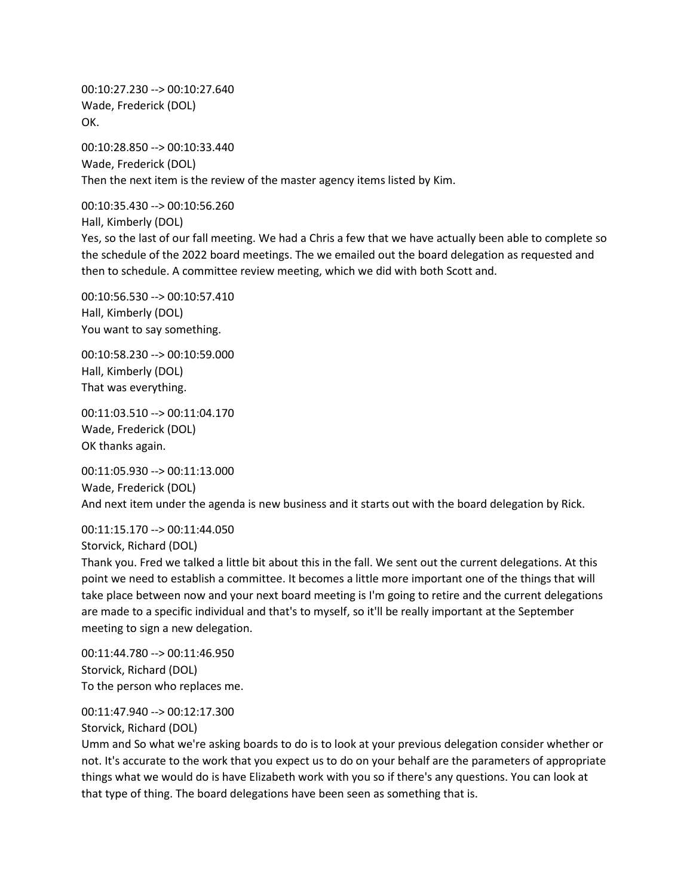00:10:27.230 --> 00:10:27.640
Wade, Frederick (DOL)
OK.

00:10:28.850 --> 00:10:33.440
Wade, Frederick (DOL)
Then the next item is the review of the master agency items listed by Kim.

00:10:35.430 --> 00:10:56.260
Hall, Kimberly (DOL)
Yes, so the last of our fall meeting. We had a Chris a few that we have actually been able to complete so the schedule of the 2022 board meetings. The we emailed out the board delegation as requested and then to schedule. A committee review meeting, which we did with both Scott and.

00:10:56.530 --> 00:10:57.410
Hall, Kimberly (DOL)
You want to say something.

00:10:58.230 --> 00:10:59.000
Hall, Kimberly (DOL)
That was everything.

00:11:03.510 --> 00:11:04.170
Wade, Frederick (DOL)
OK thanks again.

00:11:05.930 --> 00:11:13.000
Wade, Frederick (DOL)
And next item under the agenda is new business and it starts out with the board delegation by Rick.

00:11:15.170 --> 00:11:44.050
Storvick, Richard (DOL)
Thank you. Fred we talked a little bit about this in the fall. We sent out the current delegations. At this point we need to establish a committee. It becomes a little more important one of the things that will take place between now and your next board meeting is I'm going to retire and the current delegations are made to a specific individual and that's to myself, so it'll be really important at the September meeting to sign a new delegation.

00:11:44.780 --> 00:11:46.950
Storvick, Richard (DOL)
To the person who replaces me.

00:11:47.940 --> 00:12:17.300
Storvick, Richard (DOL)
Umm and So what we're asking boards to do is to look at your previous delegation consider whether or not. It's accurate to the work that you expect us to do on your behalf are the parameters of appropriate things what we would do is have Elizabeth work with you so if there's any questions. You can look at that type of thing. The board delegations have been seen as something that is.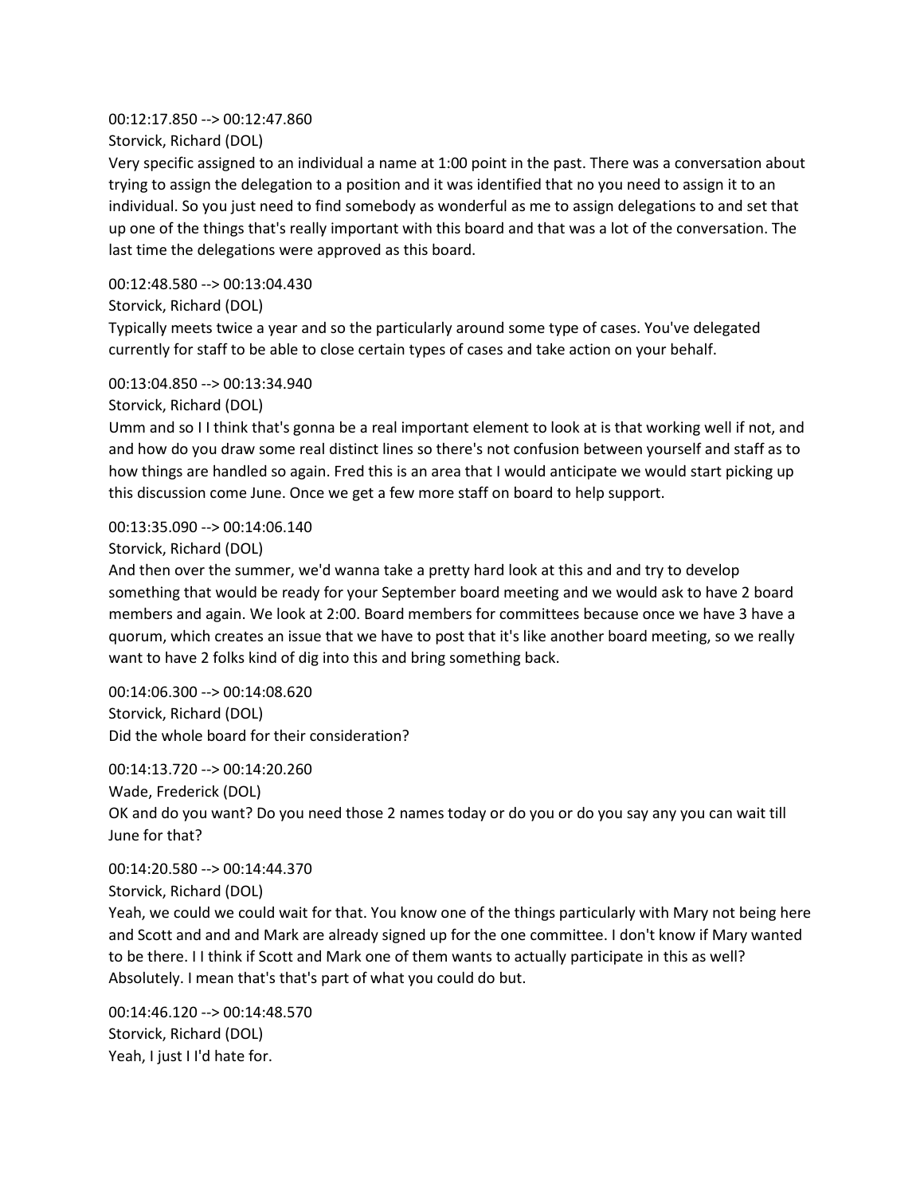00:12:17.850 --> 00:12:47.860
Storvick, Richard (DOL)
Very specific assigned to an individual a name at 1:00 point in the past. There was a conversation about trying to assign the delegation to a position and it was identified that no you need to assign it to an individual. So you just need to find somebody as wonderful as me to assign delegations to and set that up one of the things that's really important with this board and that was a lot of the conversation. The last time the delegations were approved as this board.

00:12:48.580 --> 00:13:04.430
Storvick, Richard (DOL)
Typically meets twice a year and so the particularly around some type of cases. You've delegated currently for staff to be able to close certain types of cases and take action on your behalf.

00:13:04.850 --> 00:13:34.940
Storvick, Richard (DOL)
Umm and so I I think that's gonna be a real important element to look at is that working well if not, and and how do you draw some real distinct lines so there's not confusion between yourself and staff as to how things are handled so again. Fred this is an area that I would anticipate we would start picking up this discussion come June. Once we get a few more staff on board to help support.

00:13:35.090 --> 00:14:06.140
Storvick, Richard (DOL)
And then over the summer, we'd wanna take a pretty hard look at this and and try to develop something that would be ready for your September board meeting and we would ask to have 2 board members and again. We look at 2:00. Board members for committees because once we have 3 have a quorum, which creates an issue that we have to post that it's like another board meeting, so we really want to have 2 folks kind of dig into this and bring something back.

00:14:06.300 --> 00:14:08.620
Storvick, Richard (DOL)
Did the whole board for their consideration?

00:14:13.720 --> 00:14:20.260
Wade, Frederick (DOL)
OK and do you want? Do you need those 2 names today or do you or do you say any you can wait till June for that?

00:14:20.580 --> 00:14:44.370
Storvick, Richard (DOL)
Yeah, we could we could wait for that. You know one of the things particularly with Mary not being here and Scott and and and Mark are already signed up for the one committee. I don't know if Mary wanted to be there. I I think if Scott and Mark one of them wants to actually participate in this as well? Absolutely. I mean that's that's part of what you could do but.

00:14:46.120 --> 00:14:48.570
Storvick, Richard (DOL)
Yeah, I just I I'd hate for.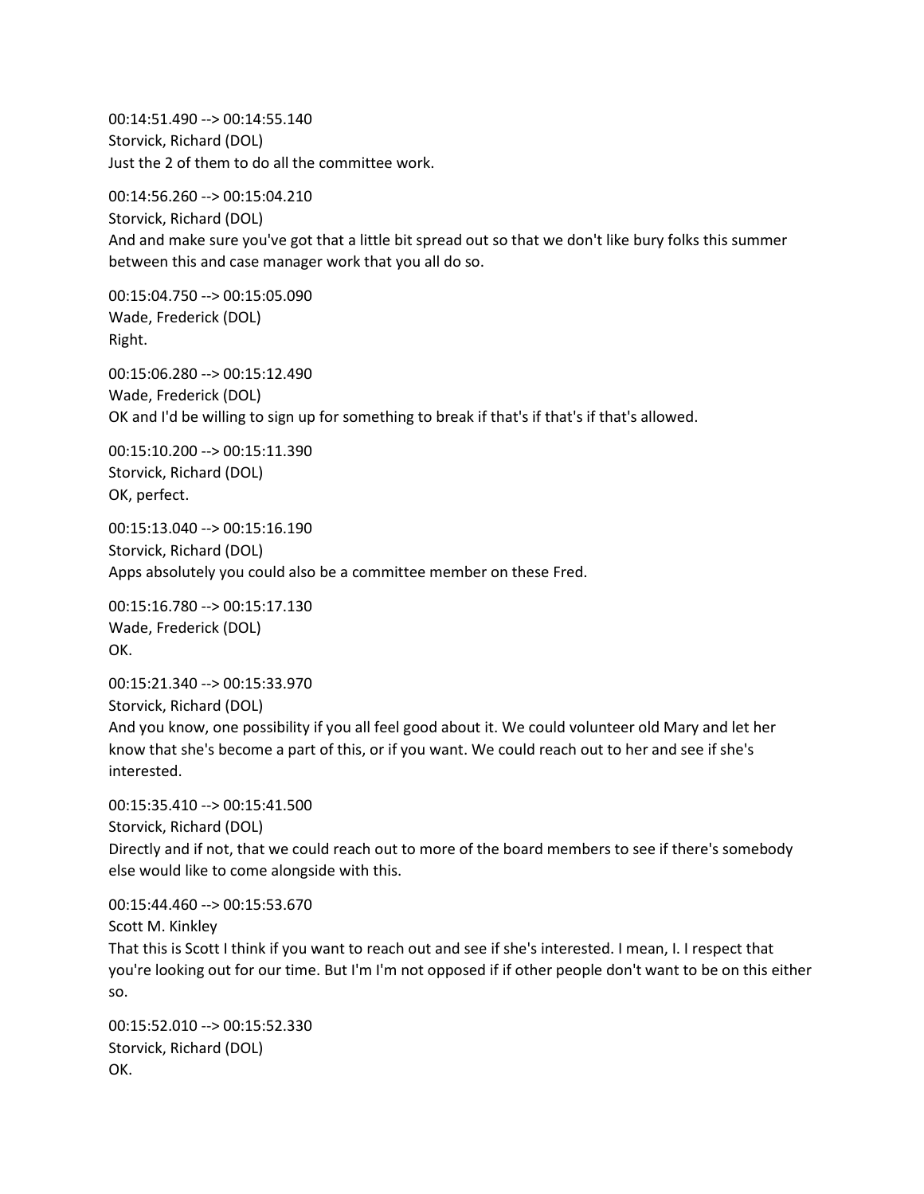00:14:51.490 --> 00:14:55.140
Storvick, Richard (DOL)
Just the 2 of them to do all the committee work.

00:14:56.260 --> 00:15:04.210
Storvick, Richard (DOL)
And and make sure you've got that a little bit spread out so that we don't like bury folks this summer between this and case manager work that you all do so.

00:15:04.750 --> 00:15:05.090
Wade, Frederick (DOL)
Right.

00:15:06.280 --> 00:15:12.490
Wade, Frederick (DOL)
OK and I'd be willing to sign up for something to break if that's if that's if that's allowed.

00:15:10.200 --> 00:15:11.390
Storvick, Richard (DOL)
OK, perfect.

00:15:13.040 --> 00:15:16.190
Storvick, Richard (DOL)
Apps absolutely you could also be a committee member on these Fred.

00:15:16.780 --> 00:15:17.130
Wade, Frederick (DOL)
OK.

00:15:21.340 --> 00:15:33.970
Storvick, Richard (DOL)
And you know, one possibility if you all feel good about it. We could volunteer old Mary and let her know that she's become a part of this, or if you want. We could reach out to her and see if she's interested.

00:15:35.410 --> 00:15:41.500
Storvick, Richard (DOL)
Directly and if not, that we could reach out to more of the board members to see if there's somebody else would like to come alongside with this.

00:15:44.460 --> 00:15:53.670
Scott M. Kinkley
That this is Scott I think if you want to reach out and see if she's interested. I mean, I. I respect that you're looking out for our time. But I'm I'm not opposed if if other people don't want to be on this either so.

00:15:52.010 --> 00:15:52.330
Storvick, Richard (DOL)
OK.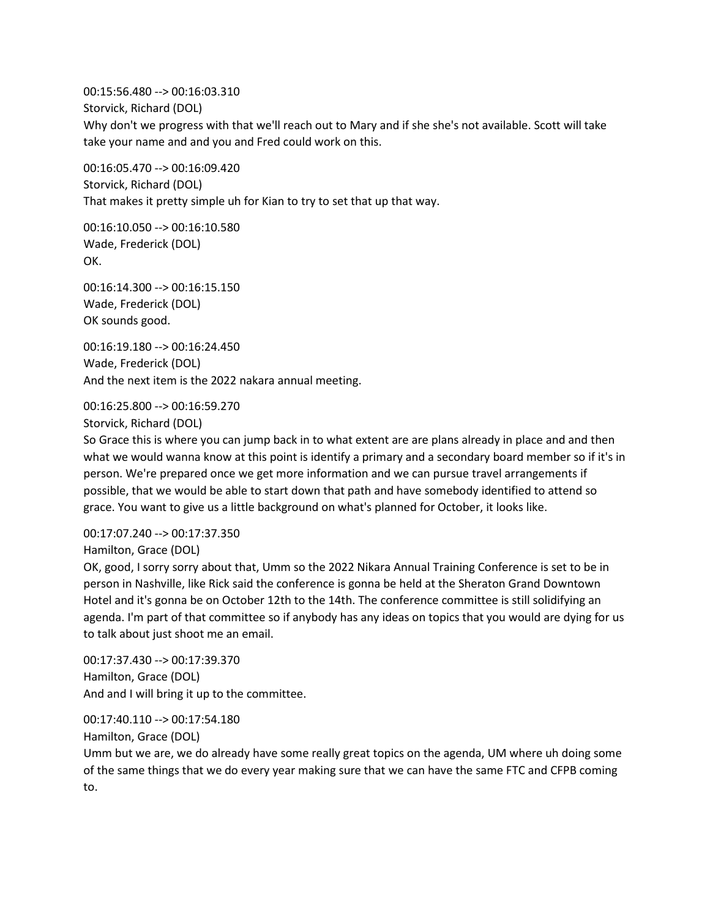00:15:56.480 --> 00:16:03.310
Storvick, Richard (DOL)
Why don't we progress with that we'll reach out to Mary and if she she's not available. Scott will take take your name and and you and Fred could work on this.

00:16:05.470 --> 00:16:09.420
Storvick, Richard (DOL)
That makes it pretty simple uh for Kian to try to set that up that way.

00:16:10.050 --> 00:16:10.580
Wade, Frederick (DOL)
OK.

00:16:14.300 --> 00:16:15.150
Wade, Frederick (DOL)
OK sounds good.

00:16:19.180 --> 00:16:24.450
Wade, Frederick (DOL)
And the next item is the 2022 nakara annual meeting.

00:16:25.800 --> 00:16:59.270
Storvick, Richard (DOL)
So Grace this is where you can jump back in to what extent are are plans already in place and and then what we would wanna know at this point is identify a primary and a secondary board member so if it's in person. We're prepared once we get more information and we can pursue travel arrangements if possible, that we would be able to start down that path and have somebody identified to attend so grace. You want to give us a little background on what's planned for October, it looks like.

00:17:07.240 --> 00:17:37.350
Hamilton, Grace (DOL)
OK, good, I sorry sorry about that, Umm so the 2022 Nikara Annual Training Conference is set to be in person in Nashville, like Rick said the conference is gonna be held at the Sheraton Grand Downtown Hotel and it's gonna be on October 12th to the 14th. The conference committee is still solidifying an agenda. I'm part of that committee so if anybody has any ideas on topics that you would are dying for us to talk about just shoot me an email.

00:17:37.430 --> 00:17:39.370
Hamilton, Grace (DOL)
And and I will bring it up to the committee.

00:17:40.110 --> 00:17:54.180
Hamilton, Grace (DOL)
Umm but we are, we do already have some really great topics on the agenda, UM where uh doing some of the same things that we do every year making sure that we can have the same FTC and CFPB coming to.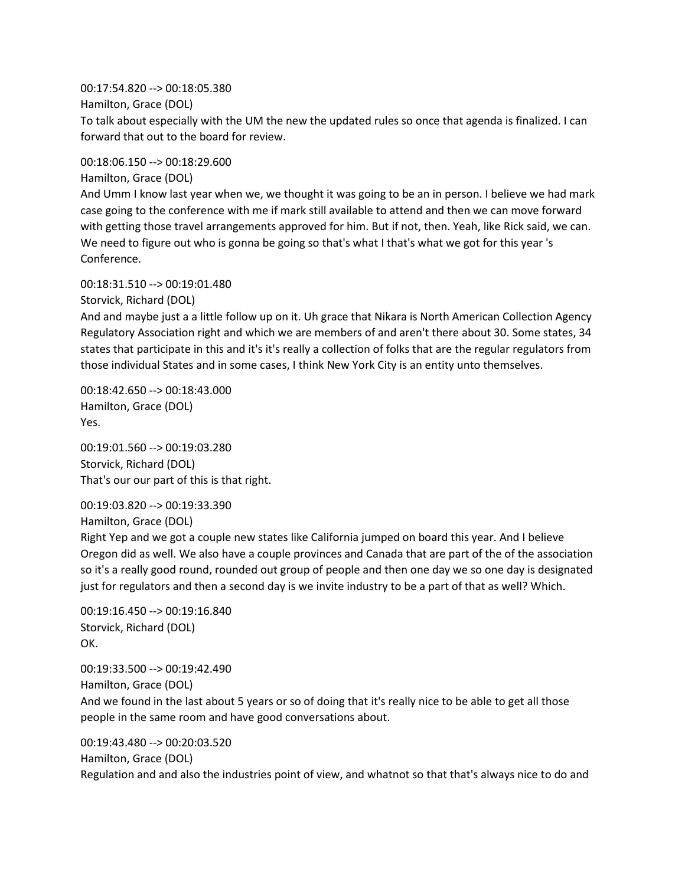00:17:54.820 --> 00:18:05.380
Hamilton, Grace (DOL)
To talk about especially with the UM the new the updated rules so once that agenda is finalized. I can forward that out to the board for review.

00:18:06.150 --> 00:18:29.600
Hamilton, Grace (DOL)
And Umm I know last year when we, we thought it was going to be an in person. I believe we had mark case going to the conference with me if mark still available to attend and then we can move forward with getting those travel arrangements approved for him. But if not, then. Yeah, like Rick said, we can. We need to figure out who is gonna be going so that's what I that's what we got for this year 's Conference.

00:18:31.510 --> 00:19:01.480
Storvick, Richard (DOL)
And and maybe just a a little follow up on it. Uh grace that Nikara is North American Collection Agency Regulatory Association right and which we are members of and aren't there about 30. Some states, 34 states that participate in this and it's it's really a collection of folks that are the regular regulators from those individual States and in some cases, I think New York City is an entity unto themselves.

00:18:42.650 --> 00:18:43.000
Hamilton, Grace (DOL)
Yes.

00:19:01.560 --> 00:19:03.280
Storvick, Richard (DOL)
That's our our part of this is that right.

00:19:03.820 --> 00:19:33.390
Hamilton, Grace (DOL)
Right Yep and we got a couple new states like California jumped on board this year. And I believe Oregon did as well. We also have a couple provinces and Canada that are part of the of the association so it's a really good round, rounded out group of people and then one day we so one day is designated just for regulators and then a second day is we invite industry to be a part of that as well? Which.

00:19:16.450 --> 00:19:16.840
Storvick, Richard (DOL)
OK.

00:19:33.500 --> 00:19:42.490
Hamilton, Grace (DOL)
And we found in the last about 5 years or so of doing that it's really nice to be able to get all those people in the same room and have good conversations about.

00:19:43.480 --> 00:20:03.520
Hamilton, Grace (DOL)
Regulation and and also the industries point of view, and whatnot so that that's always nice to do and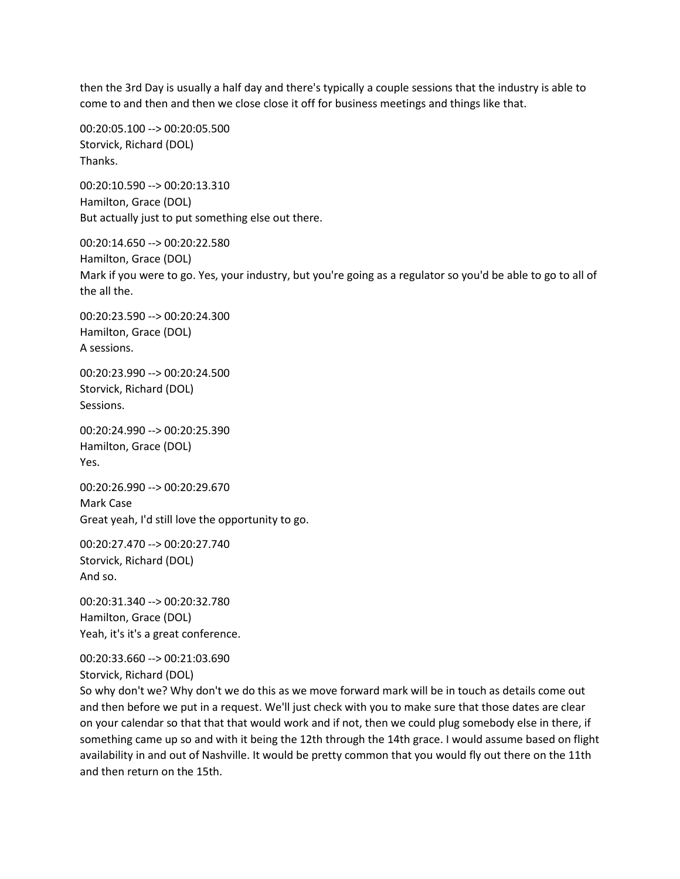then the 3rd Day is usually a half day and there's typically a couple sessions that the industry is able to come to and then and then we close close it off for business meetings and things like that.

00:20:05.100 --> 00:20:05.500
Storvick, Richard (DOL)
Thanks.

00:20:10.590 --> 00:20:13.310
Hamilton, Grace (DOL)
But actually just to put something else out there.

00:20:14.650 --> 00:20:22.580
Hamilton, Grace (DOL)
Mark if you were to go. Yes, your industry, but you're going as a regulator so you'd be able to go to all of the all the.

00:20:23.590 --> 00:20:24.300
Hamilton, Grace (DOL)
A sessions.

00:20:23.990 --> 00:20:24.500
Storvick, Richard (DOL)
Sessions.

00:20:24.990 --> 00:20:25.390
Hamilton, Grace (DOL)
Yes.

00:20:26.990 --> 00:20:29.670
Mark Case
Great yeah, I'd still love the opportunity to go.

00:20:27.470 --> 00:20:27.740
Storvick, Richard (DOL)
And so.

00:20:31.340 --> 00:20:32.780
Hamilton, Grace (DOL)
Yeah, it's it's a great conference.

00:20:33.660 --> 00:21:03.690
Storvick, Richard (DOL)
So why don't we? Why don't we do this as we move forward mark will be in touch as details come out and then before we put in a request. We'll just check with you to make sure that those dates are clear on your calendar so that that that would work and if not, then we could plug somebody else in there, if something came up so and with it being the 12th through the 14th grace. I would assume based on flight availability in and out of Nashville. It would be pretty common that you would fly out there on the 11th and then return on the 15th.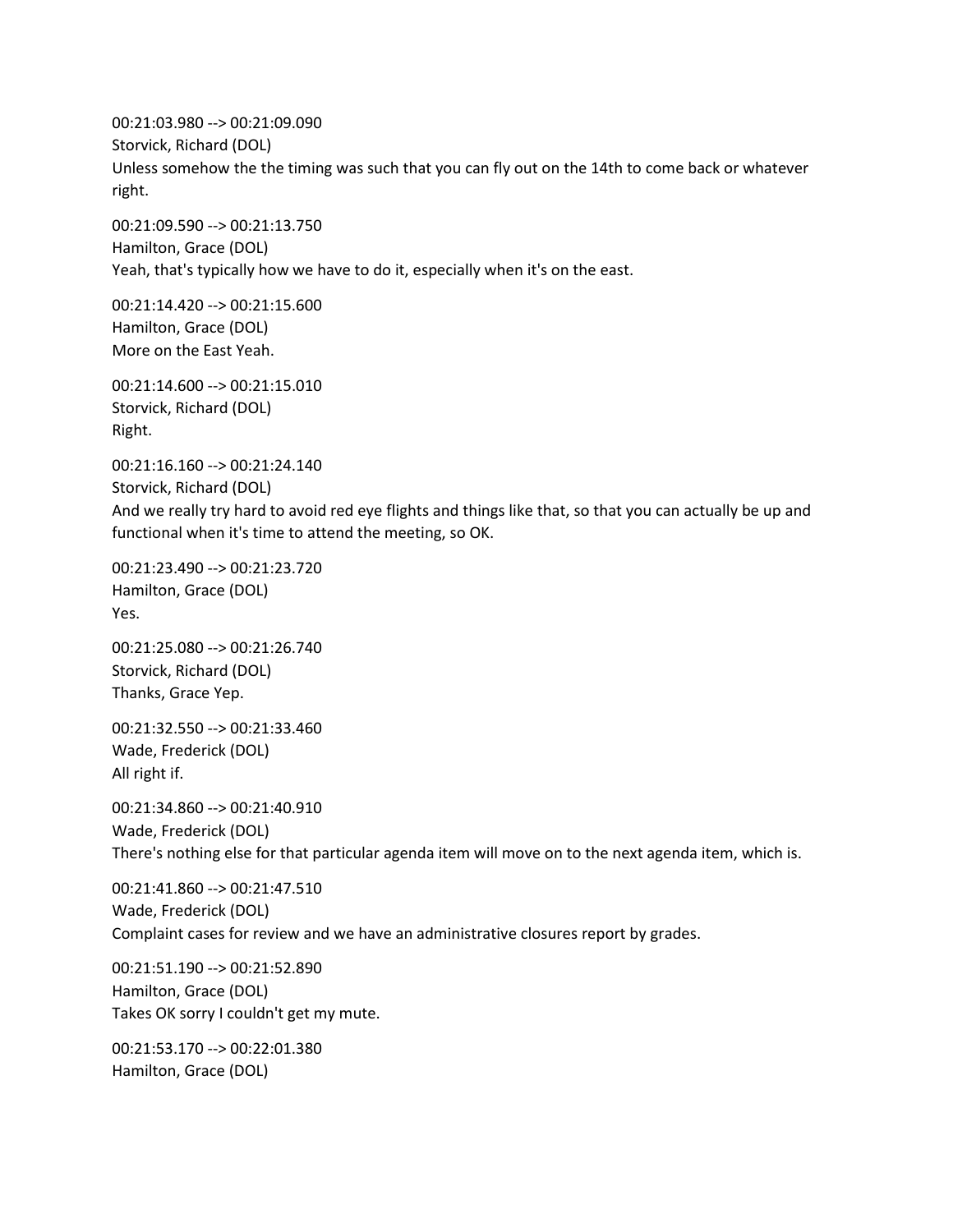00:21:03.980 --> 00:21:09.090
Storvick, Richard (DOL)
Unless somehow the the timing was such that you can fly out on the 14th to come back or whatever right.

00:21:09.590 --> 00:21:13.750
Hamilton, Grace (DOL)
Yeah, that's typically how we have to do it, especially when it's on the east.

00:21:14.420 --> 00:21:15.600
Hamilton, Grace (DOL)
More on the East Yeah.

00:21:14.600 --> 00:21:15.010
Storvick, Richard (DOL)
Right.

00:21:16.160 --> 00:21:24.140
Storvick, Richard (DOL)
And we really try hard to avoid red eye flights and things like that, so that you can actually be up and functional when it's time to attend the meeting, so OK.

00:21:23.490 --> 00:21:23.720
Hamilton, Grace (DOL)
Yes.

00:21:25.080 --> 00:21:26.740
Storvick, Richard (DOL)
Thanks, Grace Yep.

00:21:32.550 --> 00:21:33.460
Wade, Frederick (DOL)
All right if.

00:21:34.860 --> 00:21:40.910
Wade, Frederick (DOL)
There's nothing else for that particular agenda item will move on to the next agenda item, which is.

00:21:41.860 --> 00:21:47.510
Wade, Frederick (DOL)
Complaint cases for review and we have an administrative closures report by grades.

00:21:51.190 --> 00:21:52.890
Hamilton, Grace (DOL)
Takes OK sorry I couldn't get my mute.

00:21:53.170 --> 00:22:01.380
Hamilton, Grace (DOL)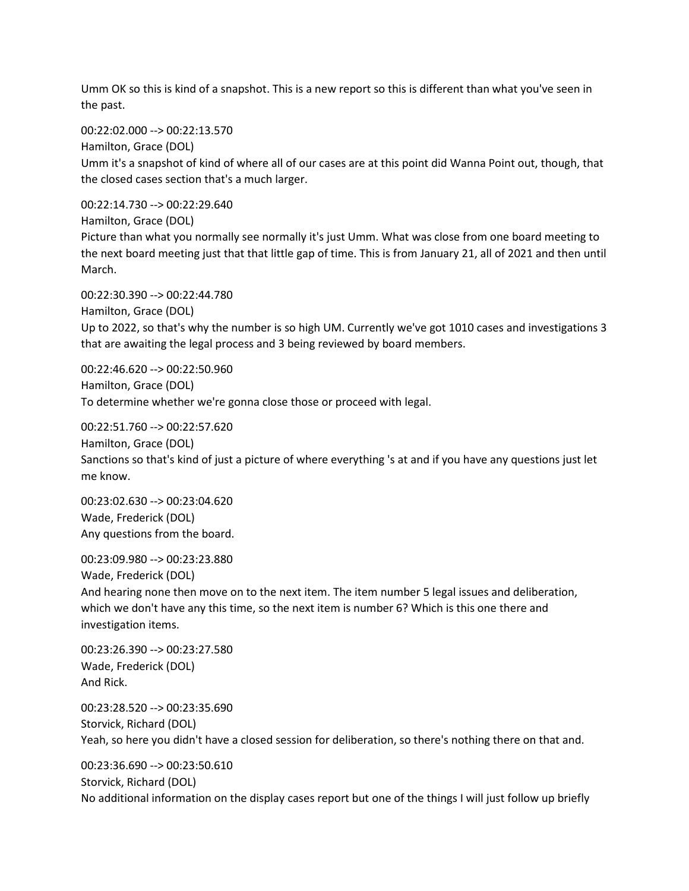Umm OK so this is kind of a snapshot. This is a new report so this is different than what you've seen in the past.

00:22:02.000 --> 00:22:13.570
Hamilton, Grace (DOL)
Umm it's a snapshot of kind of where all of our cases are at this point did Wanna Point out, though, that the closed cases section that's a much larger.

00:22:14.730 --> 00:22:29.640
Hamilton, Grace (DOL)
Picture than what you normally see normally it's just Umm. What was close from one board meeting to the next board meeting just that that little gap of time. This is from January 21, all of 2021 and then until March.

00:22:30.390 --> 00:22:44.780
Hamilton, Grace (DOL)
Up to 2022, so that's why the number is so high UM. Currently we've got 1010 cases and investigations 3 that are awaiting the legal process and 3 being reviewed by board members.

00:22:46.620 --> 00:22:50.960
Hamilton, Grace (DOL)
To determine whether we're gonna close those or proceed with legal.

00:22:51.760 --> 00:22:57.620
Hamilton, Grace (DOL)
Sanctions so that's kind of just a picture of where everything 's at and if you have any questions just let me know.

00:23:02.630 --> 00:23:04.620
Wade, Frederick (DOL)
Any questions from the board.

00:23:09.980 --> 00:23:23.880
Wade, Frederick (DOL)
And hearing none then move on to the next item. The item number 5 legal issues and deliberation, which we don't have any this time, so the next item is number 6? Which is this one there and investigation items.

00:23:26.390 --> 00:23:27.580
Wade, Frederick (DOL)
And Rick.

00:23:28.520 --> 00:23:35.690
Storvick, Richard (DOL)
Yeah, so here you didn't have a closed session for deliberation, so there's nothing there on that and.

00:23:36.690 --> 00:23:50.610
Storvick, Richard (DOL)
No additional information on the display cases report but one of the things I will just follow up briefly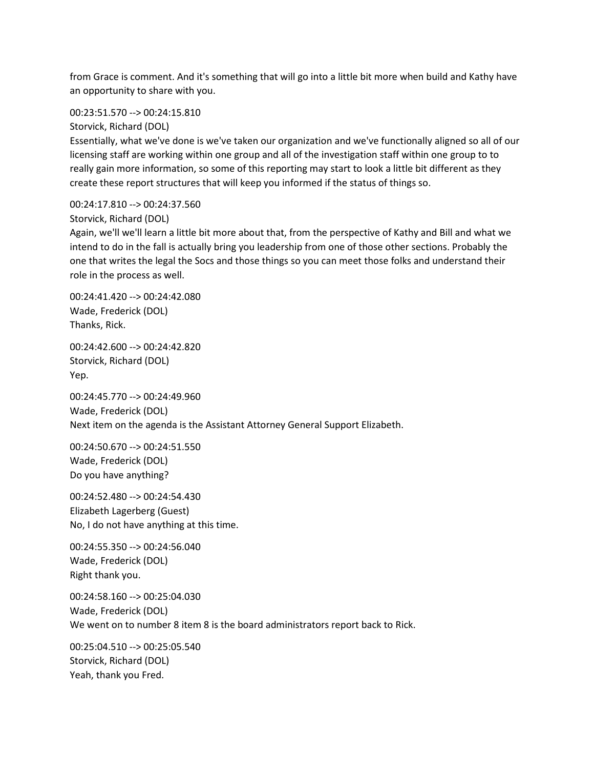from Grace is comment. And it's something that will go into a little bit more when build and Kathy have an opportunity to share with you.

00:23:51.570 --> 00:24:15.810
Storvick, Richard (DOL)
Essentially, what we've done is we've taken our organization and we've functionally aligned so all of our licensing staff are working within one group and all of the investigation staff within one group to to really gain more information, so some of this reporting may start to look a little bit different as they create these report structures that will keep you informed if the status of things so.

00:24:17.810 --> 00:24:37.560
Storvick, Richard (DOL)
Again, we'll we'll learn a little bit more about that, from the perspective of Kathy and Bill and what we intend to do in the fall is actually bring you leadership from one of those other sections. Probably the one that writes the legal the Socs and those things so you can meet those folks and understand their role in the process as well.

00:24:41.420 --> 00:24:42.080
Wade, Frederick (DOL)
Thanks, Rick.

00:24:42.600 --> 00:24:42.820
Storvick, Richard (DOL)
Yep.

00:24:45.770 --> 00:24:49.960
Wade, Frederick (DOL)
Next item on the agenda is the Assistant Attorney General Support Elizabeth.

00:24:50.670 --> 00:24:51.550
Wade, Frederick (DOL)
Do you have anything?

00:24:52.480 --> 00:24:54.430
Elizabeth Lagerberg (Guest)
No, I do not have anything at this time.

00:24:55.350 --> 00:24:56.040
Wade, Frederick (DOL)
Right thank you.

00:24:58.160 --> 00:25:04.030
Wade, Frederick (DOL)
We went on to number 8 item 8 is the board administrators report back to Rick.

00:25:04.510 --> 00:25:05.540
Storvick, Richard (DOL)
Yeah, thank you Fred.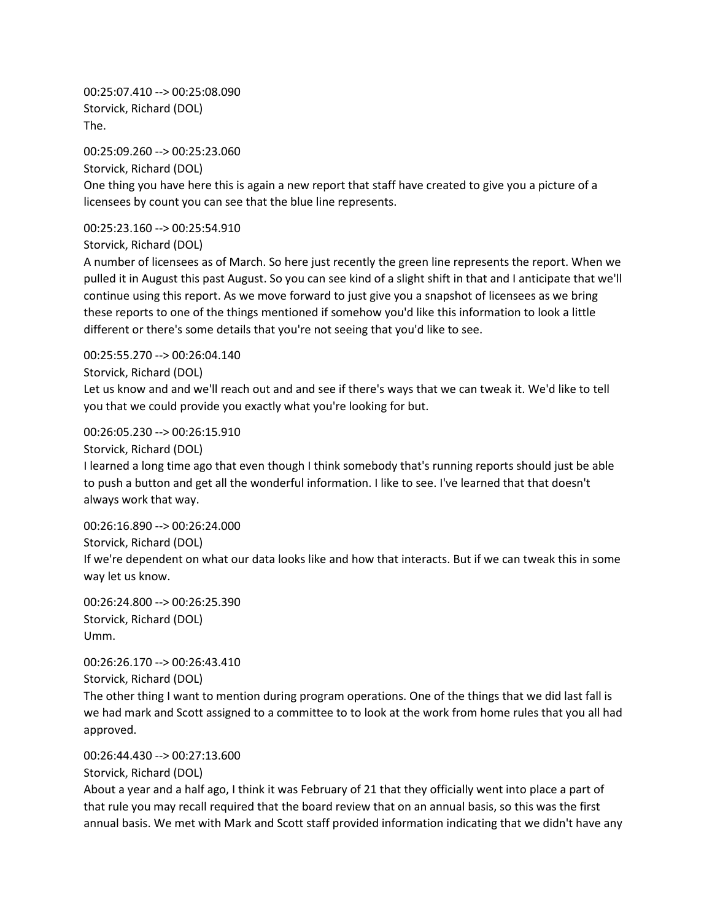00:25:07.410 --> 00:25:08.090
Storvick, Richard (DOL)
The.

00:25:09.260 --> 00:25:23.060
Storvick, Richard (DOL)
One thing you have here this is again a new report that staff have created to give you a picture of a licensees by count you can see that the blue line represents.

00:25:23.160 --> 00:25:54.910
Storvick, Richard (DOL)
A number of licensees as of March. So here just recently the green line represents the report. When we pulled it in August this past August. So you can see kind of a slight shift in that and I anticipate that we'll continue using this report. As we move forward to just give you a snapshot of licensees as we bring these reports to one of the things mentioned if somehow you'd like this information to look a little different or there's some details that you're not seeing that you'd like to see.

00:25:55.270 --> 00:26:04.140
Storvick, Richard (DOL)
Let us know and and we'll reach out and and see if there's ways that we can tweak it. We'd like to tell you that we could provide you exactly what you're looking for but.

00:26:05.230 --> 00:26:15.910
Storvick, Richard (DOL)
I learned a long time ago that even though I think somebody that's running reports should just be able to push a button and get all the wonderful information. I like to see. I've learned that that doesn't always work that way.

00:26:16.890 --> 00:26:24.000
Storvick, Richard (DOL)
If we're dependent on what our data looks like and how that interacts. But if we can tweak this in some way let us know.

00:26:24.800 --> 00:26:25.390
Storvick, Richard (DOL)
Umm.

00:26:26.170 --> 00:26:43.410
Storvick, Richard (DOL)
The other thing I want to mention during program operations. One of the things that we did last fall is we had mark and Scott assigned to a committee to to look at the work from home rules that you all had approved.

00:26:44.430 --> 00:27:13.600
Storvick, Richard (DOL)
About a year and a half ago, I think it was February of 21 that they officially went into place a part of that rule you may recall required that the board review that on an annual basis, so this was the first annual basis. We met with Mark and Scott staff provided information indicating that we didn't have any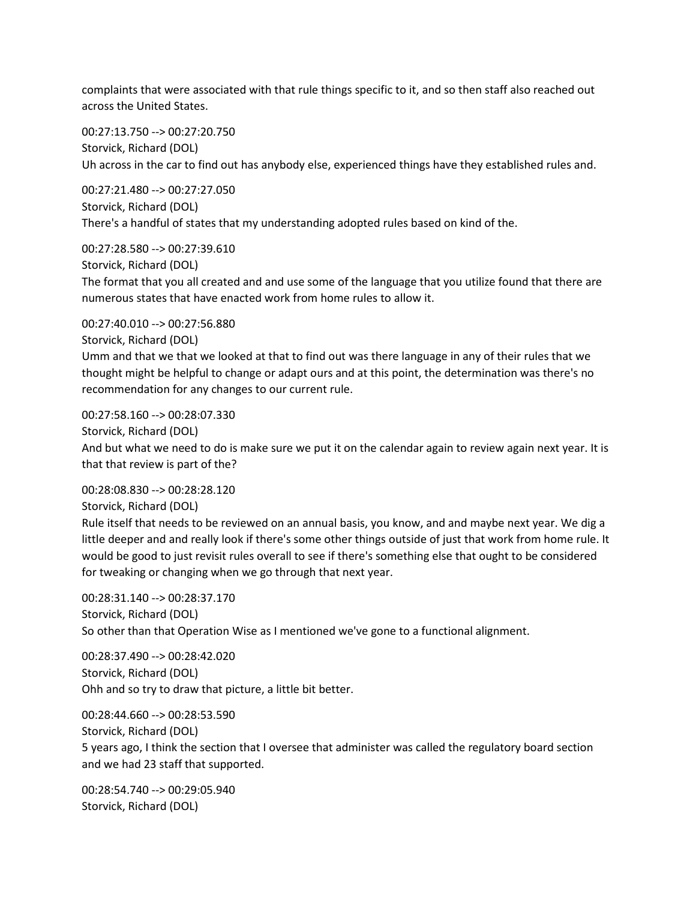complaints that were associated with that rule things specific to it, and so then staff also reached out across the United States.

00:27:13.750 --> 00:27:20.750
Storvick, Richard (DOL)
Uh across in the car to find out has anybody else, experienced things have they established rules and.

00:27:21.480 --> 00:27:27.050
Storvick, Richard (DOL)
There's a handful of states that my understanding adopted rules based on kind of the.

00:27:28.580 --> 00:27:39.610
Storvick, Richard (DOL)
The format that you all created and and use some of the language that you utilize found that there are numerous states that have enacted work from home rules to allow it.

00:27:40.010 --> 00:27:56.880
Storvick, Richard (DOL)
Umm and that we that we looked at that to find out was there language in any of their rules that we thought might be helpful to change or adapt ours and at this point, the determination was there's no recommendation for any changes to our current rule.

00:27:58.160 --> 00:28:07.330
Storvick, Richard (DOL)
And but what we need to do is make sure we put it on the calendar again to review again next year. It is that that review is part of the?

00:28:08.830 --> 00:28:28.120
Storvick, Richard (DOL)
Rule itself that needs to be reviewed on an annual basis, you know, and and maybe next year. We dig a little deeper and and really look if there's some other things outside of just that work from home rule. It would be good to just revisit rules overall to see if there's something else that ought to be considered for tweaking or changing when we go through that next year.

00:28:31.140 --> 00:28:37.170
Storvick, Richard (DOL)
So other than that Operation Wise as I mentioned we've gone to a functional alignment.

00:28:37.490 --> 00:28:42.020
Storvick, Richard (DOL)
Ohh and so try to draw that picture, a little bit better.

00:28:44.660 --> 00:28:53.590
Storvick, Richard (DOL)
5 years ago, I think the section that I oversee that administer was called the regulatory board section and we had 23 staff that supported.

00:28:54.740 --> 00:29:05.940
Storvick, Richard (DOL)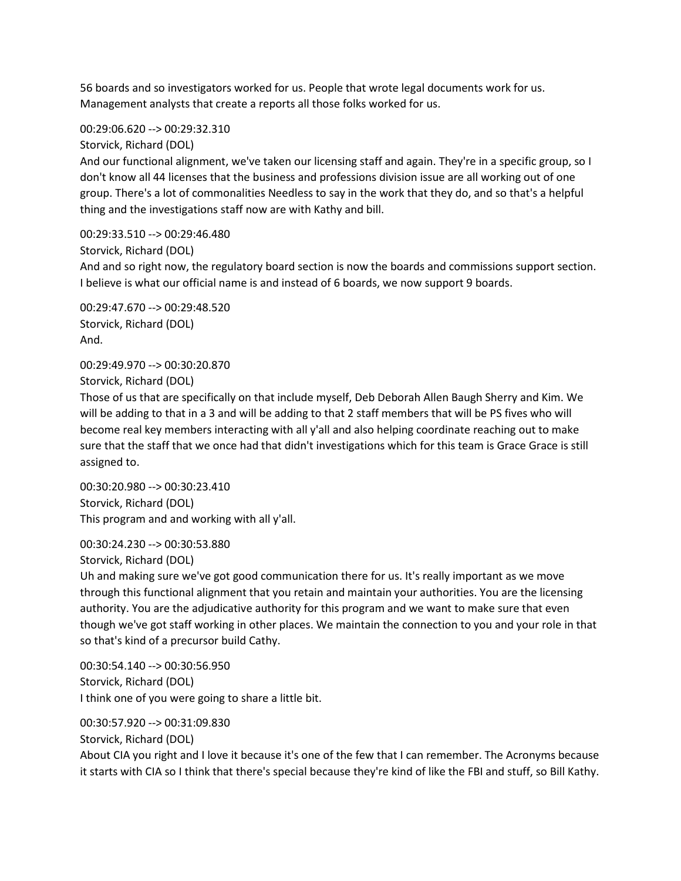56 boards and so investigators worked for us. People that wrote legal documents work for us. Management analysts that create a reports all those folks worked for us.

00:29:06.620 --> 00:29:32.310
Storvick, Richard (DOL)
And our functional alignment, we've taken our licensing staff and again. They're in a specific group, so I don't know all 44 licenses that the business and professions division issue are all working out of one group. There's a lot of commonalities Needless to say in the work that they do, and so that's a helpful thing and the investigations staff now are with Kathy and bill.

00:29:33.510 --> 00:29:46.480
Storvick, Richard (DOL)
And and so right now, the regulatory board section is now the boards and commissions support section. I believe is what our official name is and instead of 6 boards, we now support 9 boards.

00:29:47.670 --> 00:29:48.520
Storvick, Richard (DOL)
And.

00:29:49.970 --> 00:30:20.870
Storvick, Richard (DOL)
Those of us that are specifically on that include myself, Deb Deborah Allen Baugh Sherry and Kim. We will be adding to that in a 3 and will be adding to that 2 staff members that will be PS fives who will become real key members interacting with all y'all and also helping coordinate reaching out to make sure that the staff that we once had that didn't investigations which for this team is Grace Grace is still assigned to.

00:30:20.980 --> 00:30:23.410
Storvick, Richard (DOL)
This program and and working with all y'all.

00:30:24.230 --> 00:30:53.880
Storvick, Richard (DOL)
Uh and making sure we've got good communication there for us. It's really important as we move through this functional alignment that you retain and maintain your authorities. You are the licensing authority. You are the adjudicative authority for this program and we want to make sure that even though we've got staff working in other places. We maintain the connection to you and your role in that so that's kind of a precursor build Cathy.

00:30:54.140 --> 00:30:56.950
Storvick, Richard (DOL)
I think one of you were going to share a little bit.

00:30:57.920 --> 00:31:09.830
Storvick, Richard (DOL)
About CIA you right and I love it because it's one of the few that I can remember. The Acronyms because it starts with CIA so I think that there's special because they're kind of like the FBI and stuff, so Bill Kathy.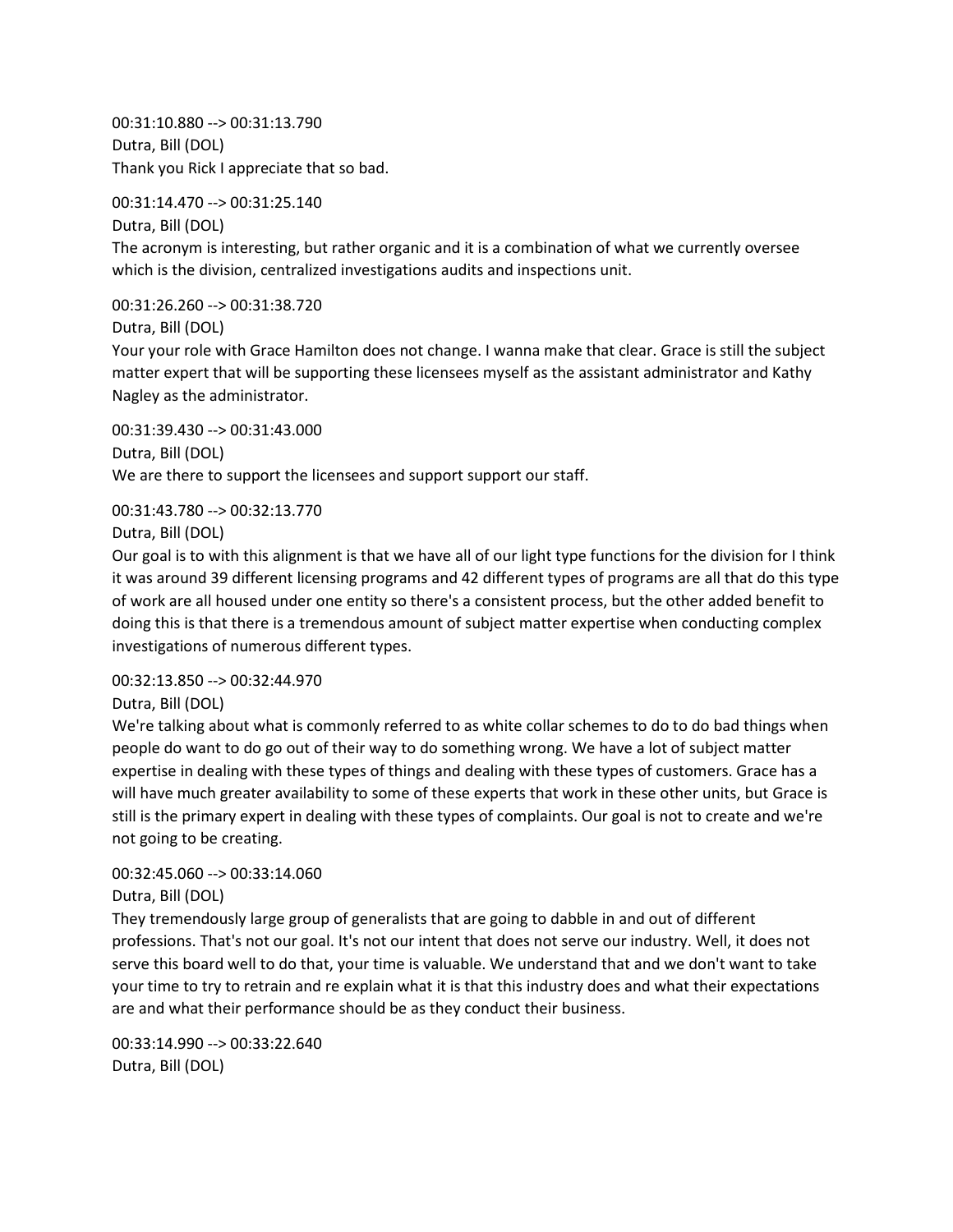00:31:10.880 --> 00:31:13.790
Dutra, Bill (DOL)
Thank you Rick I appreciate that so bad.

00:31:14.470 --> 00:31:25.140
Dutra, Bill (DOL)
The acronym is interesting, but rather organic and it is a combination of what we currently oversee which is the division, centralized investigations audits and inspections unit.

00:31:26.260 --> 00:31:38.720
Dutra, Bill (DOL)
Your your role with Grace Hamilton does not change. I wanna make that clear. Grace is still the subject matter expert that will be supporting these licensees myself as the assistant administrator and Kathy Nagley as the administrator.

00:31:39.430 --> 00:31:43.000
Dutra, Bill (DOL)
We are there to support the licensees and support support our staff.

00:31:43.780 --> 00:32:13.770
Dutra, Bill (DOL)
Our goal is to with this alignment is that we have all of our light type functions for the division for I think it was around 39 different licensing programs and 42 different types of programs are all that do this type of work are all housed under one entity so there's a consistent process, but the other added benefit to doing this is that there is a tremendous amount of subject matter expertise when conducting complex investigations of numerous different types.

00:32:13.850 --> 00:32:44.970
Dutra, Bill (DOL)
We're talking about what is commonly referred to as white collar schemes to do to do bad things when people do want to do go out of their way to do something wrong. We have a lot of subject matter expertise in dealing with these types of things and dealing with these types of customers. Grace has a will have much greater availability to some of these experts that work in these other units, but Grace is still is the primary expert in dealing with these types of complaints. Our goal is not to create and we're not going to be creating.

00:32:45.060 --> 00:33:14.060
Dutra, Bill (DOL)
They tremendously large group of generalists that are going to dabble in and out of different professions. That's not our goal. It's not our intent that does not serve our industry. Well, it does not serve this board well to do that, your time is valuable. We understand that and we don't want to take your time to try to retrain and re explain what it is that this industry does and what their expectations are and what their performance should be as they conduct their business.

00:33:14.990 --> 00:33:22.640
Dutra, Bill (DOL)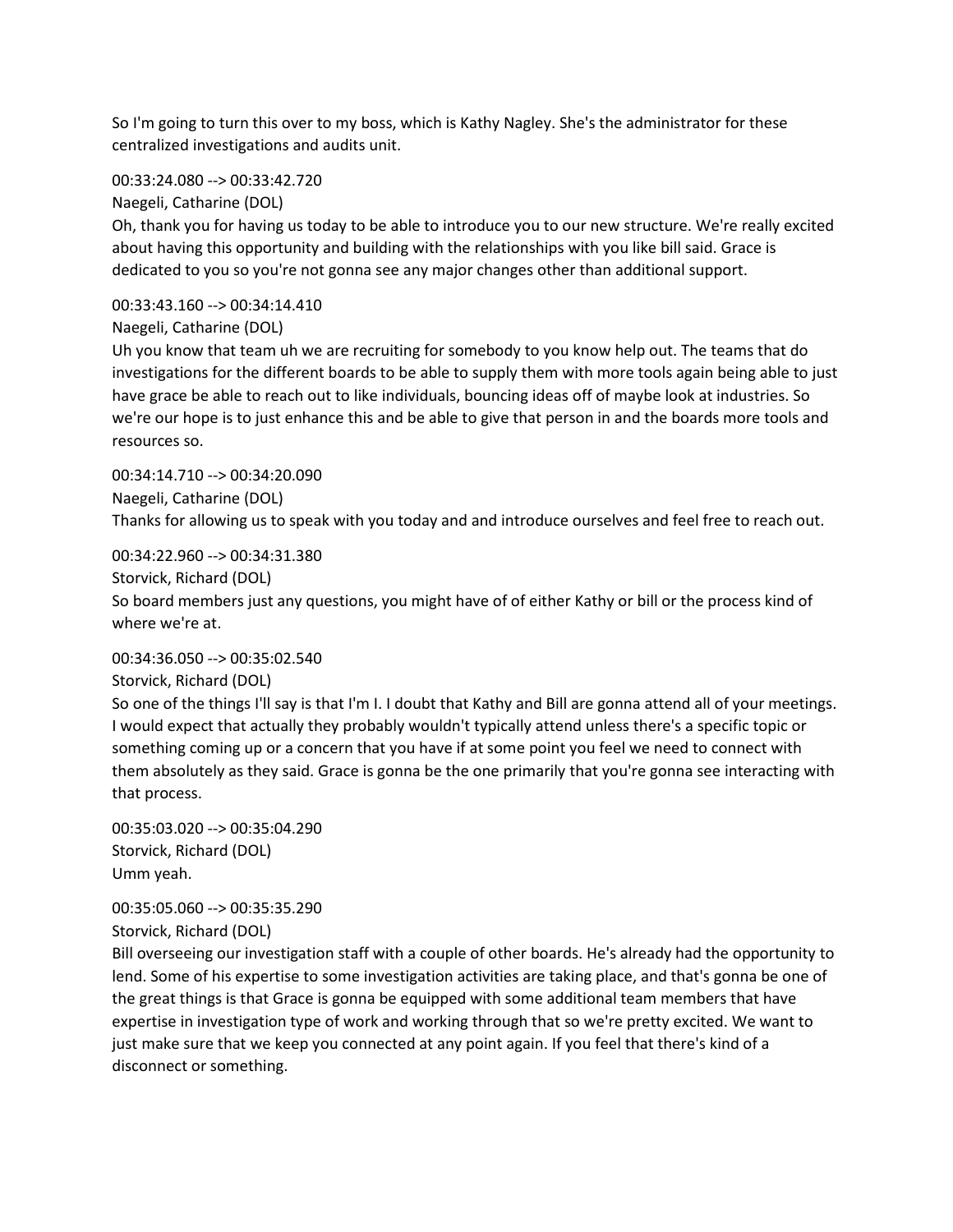So I'm going to turn this over to my boss, which is Kathy Nagley. She's the administrator for these centralized investigations and audits unit.

00:33:24.080 --> 00:33:42.720
Naegeli, Catharine (DOL)
Oh, thank you for having us today to be able to introduce you to our new structure. We're really excited about having this opportunity and building with the relationships with you like bill said. Grace is dedicated to you so you're not gonna see any major changes other than additional support.

00:33:43.160 --> 00:34:14.410
Naegeli, Catharine (DOL)
Uh you know that team uh we are recruiting for somebody to you know help out. The teams that do investigations for the different boards to be able to supply them with more tools again being able to just have grace be able to reach out to like individuals, bouncing ideas off of maybe look at industries. So we're our hope is to just enhance this and be able to give that person in and the boards more tools and resources so.

00:34:14.710 --> 00:34:20.090
Naegeli, Catharine (DOL)
Thanks for allowing us to speak with you today and and introduce ourselves and feel free to reach out.

00:34:22.960 --> 00:34:31.380
Storvick, Richard (DOL)
So board members just any questions, you might have of of either Kathy or bill or the process kind of where we're at.

00:34:36.050 --> 00:35:02.540
Storvick, Richard (DOL)
So one of the things I'll say is that I'm I. I doubt that Kathy and Bill are gonna attend all of your meetings. I would expect that actually they probably wouldn't typically attend unless there's a specific topic or something coming up or a concern that you have if at some point you feel we need to connect with them absolutely as they said. Grace is gonna be the one primarily that you're gonna see interacting with that process.

00:35:03.020 --> 00:35:04.290
Storvick, Richard (DOL)
Umm yeah.

00:35:05.060 --> 00:35:35.290
Storvick, Richard (DOL)
Bill overseeing our investigation staff with a couple of other boards. He's already had the opportunity to lend. Some of his expertise to some investigation activities are taking place, and that's gonna be one of the great things is that Grace is gonna be equipped with some additional team members that have expertise in investigation type of work and working through that so we're pretty excited. We want to just make sure that we keep you connected at any point again. If you feel that there's kind of a disconnect or something.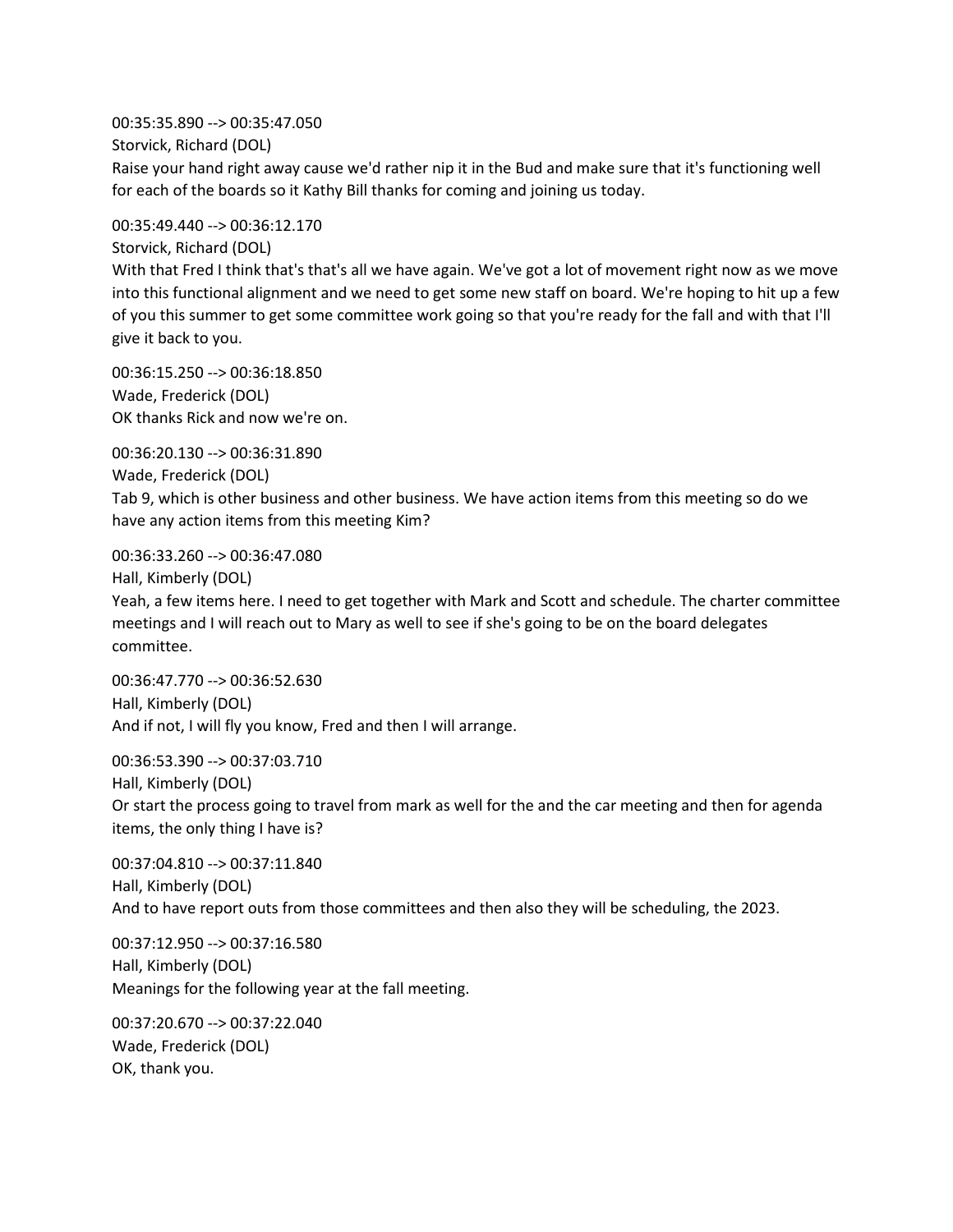00:35:35.890 --> 00:35:47.050
Storvick, Richard (DOL)
Raise your hand right away cause we'd rather nip it in the Bud and make sure that it's functioning well for each of the boards so it Kathy Bill thanks for coming and joining us today.

00:35:49.440 --> 00:36:12.170
Storvick, Richard (DOL)
With that Fred I think that's that's all we have again. We've got a lot of movement right now as we move into this functional alignment and we need to get some new staff on board. We're hoping to hit up a few of you this summer to get some committee work going so that you're ready for the fall and with that I'll give it back to you.

00:36:15.250 --> 00:36:18.850
Wade, Frederick (DOL)
OK thanks Rick and now we're on.

00:36:20.130 --> 00:36:31.890
Wade, Frederick (DOL)
Tab 9, which is other business and other business. We have action items from this meeting so do we have any action items from this meeting Kim?

00:36:33.260 --> 00:36:47.080
Hall, Kimberly (DOL)
Yeah, a few items here. I need to get together with Mark and Scott and schedule. The charter committee meetings and I will reach out to Mary as well to see if she's going to be on the board delegates committee.

00:36:47.770 --> 00:36:52.630
Hall, Kimberly (DOL)
And if not, I will fly you know, Fred and then I will arrange.

00:36:53.390 --> 00:37:03.710
Hall, Kimberly (DOL)
Or start the process going to travel from mark as well for the and the car meeting and then for agenda items, the only thing I have is?

00:37:04.810 --> 00:37:11.840
Hall, Kimberly (DOL)
And to have report outs from those committees and then also they will be scheduling, the 2023.

00:37:12.950 --> 00:37:16.580
Hall, Kimberly (DOL)
Meanings for the following year at the fall meeting.

00:37:20.670 --> 00:37:22.040
Wade, Frederick (DOL)
OK, thank you.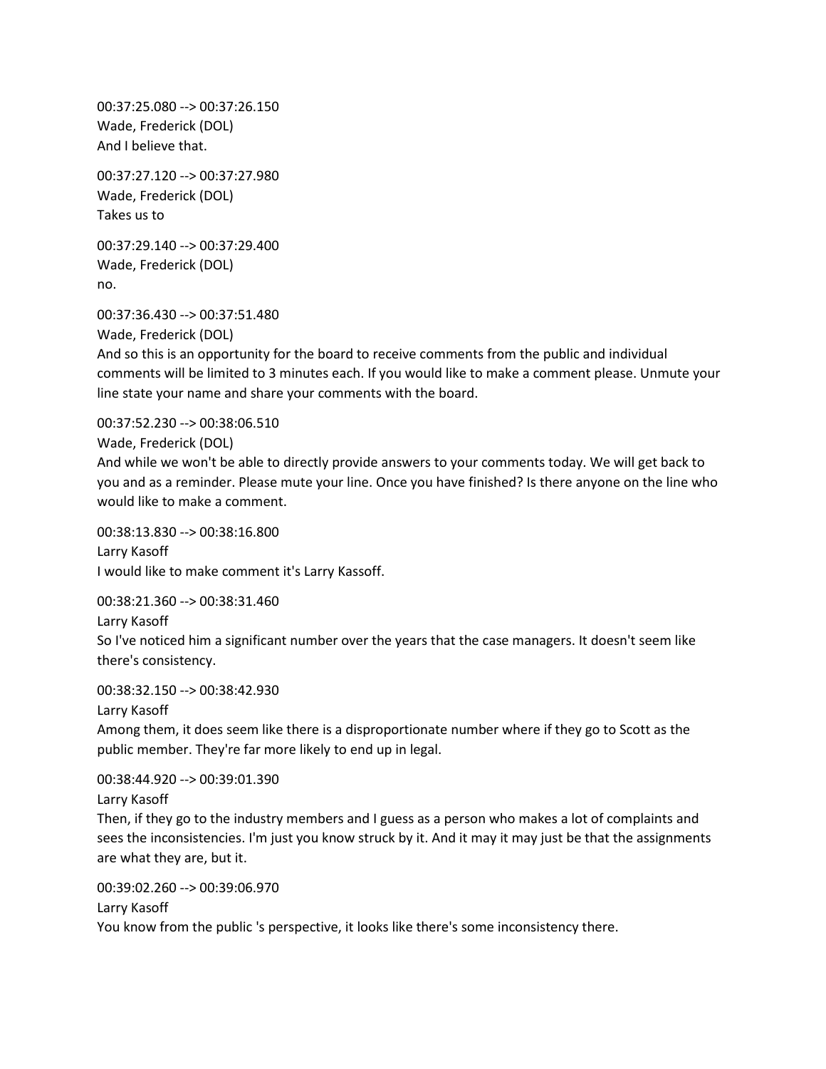00:37:25.080 --> 00:37:26.150
Wade, Frederick (DOL)
And I believe that.

00:37:27.120 --> 00:37:27.980
Wade, Frederick (DOL)
Takes us to

00:37:29.140 --> 00:37:29.400
Wade, Frederick (DOL)
no.

00:37:36.430 --> 00:37:51.480
Wade, Frederick (DOL)
And so this is an opportunity for the board to receive comments from the public and individual comments will be limited to 3 minutes each. If you would like to make a comment please. Unmute your line state your name and share your comments with the board.

00:37:52.230 --> 00:38:06.510
Wade, Frederick (DOL)
And while we won't be able to directly provide answers to your comments today. We will get back to you and as a reminder. Please mute your line. Once you have finished? Is there anyone on the line who would like to make a comment.

00:38:13.830 --> 00:38:16.800
Larry Kasoff
I would like to make comment it's Larry Kassoff.

00:38:21.360 --> 00:38:31.460
Larry Kasoff
So I've noticed him a significant number over the years that the case managers. It doesn't seem like there's consistency.

00:38:32.150 --> 00:38:42.930
Larry Kasoff
Among them, it does seem like there is a disproportionate number where if they go to Scott as the public member. They're far more likely to end up in legal.

00:38:44.920 --> 00:39:01.390
Larry Kasoff
Then, if they go to the industry members and I guess as a person who makes a lot of complaints and sees the inconsistencies. I'm just you know struck by it. And it may it may just be that the assignments are what they are, but it.

00:39:02.260 --> 00:39:06.970
Larry Kasoff
You know from the public 's perspective, it looks like there's some inconsistency there.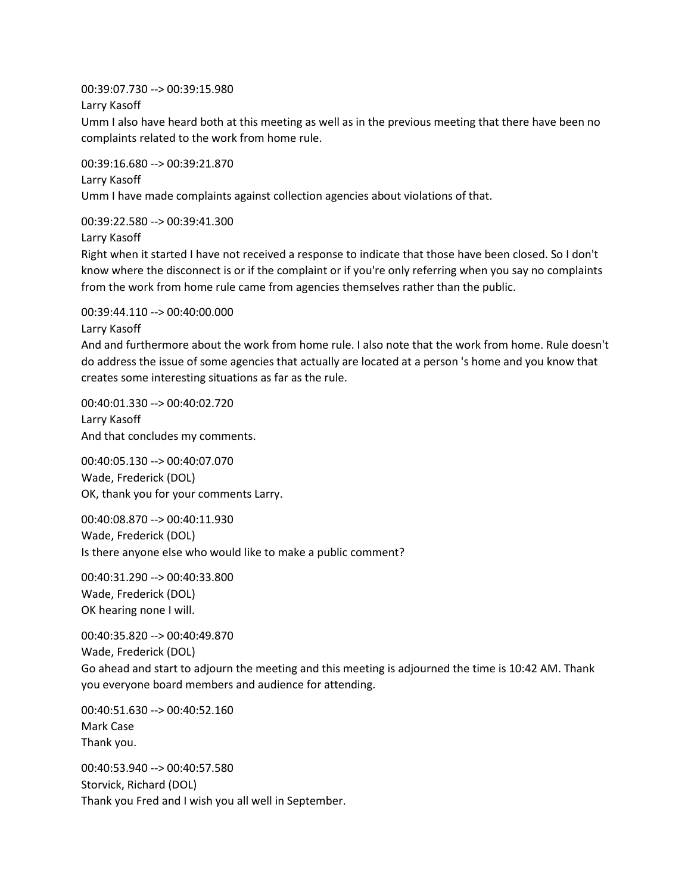00:39:07.730 --> 00:39:15.980
Larry Kasoff
Umm I also have heard both at this meeting as well as in the previous meeting that there have been no complaints related to the work from home rule.

00:39:16.680 --> 00:39:21.870
Larry Kasoff
Umm I have made complaints against collection agencies about violations of that.

00:39:22.580 --> 00:39:41.300
Larry Kasoff
Right when it started I have not received a response to indicate that those have been closed. So I don't know where the disconnect is or if the complaint or if you're only referring when you say no complaints from the work from home rule came from agencies themselves rather than the public.

00:39:44.110 --> 00:40:00.000
Larry Kasoff
And and furthermore about the work from home rule. I also note that the work from home. Rule doesn't do address the issue of some agencies that actually are located at a person 's home and you know that creates some interesting situations as far as the rule.

00:40:01.330 --> 00:40:02.720
Larry Kasoff
And that concludes my comments.

00:40:05.130 --> 00:40:07.070
Wade, Frederick (DOL)
OK, thank you for your comments Larry.

00:40:08.870 --> 00:40:11.930
Wade, Frederick (DOL)
Is there anyone else who would like to make a public comment?

00:40:31.290 --> 00:40:33.800
Wade, Frederick (DOL)
OK hearing none I will.

00:40:35.820 --> 00:40:49.870
Wade, Frederick (DOL)
Go ahead and start to adjourn the meeting and this meeting is adjourned the time is 10:42 AM. Thank you everyone board members and audience for attending.

00:40:51.630 --> 00:40:52.160
Mark Case
Thank you.

00:40:53.940 --> 00:40:57.580
Storvick, Richard (DOL)
Thank you Fred and I wish you all well in September.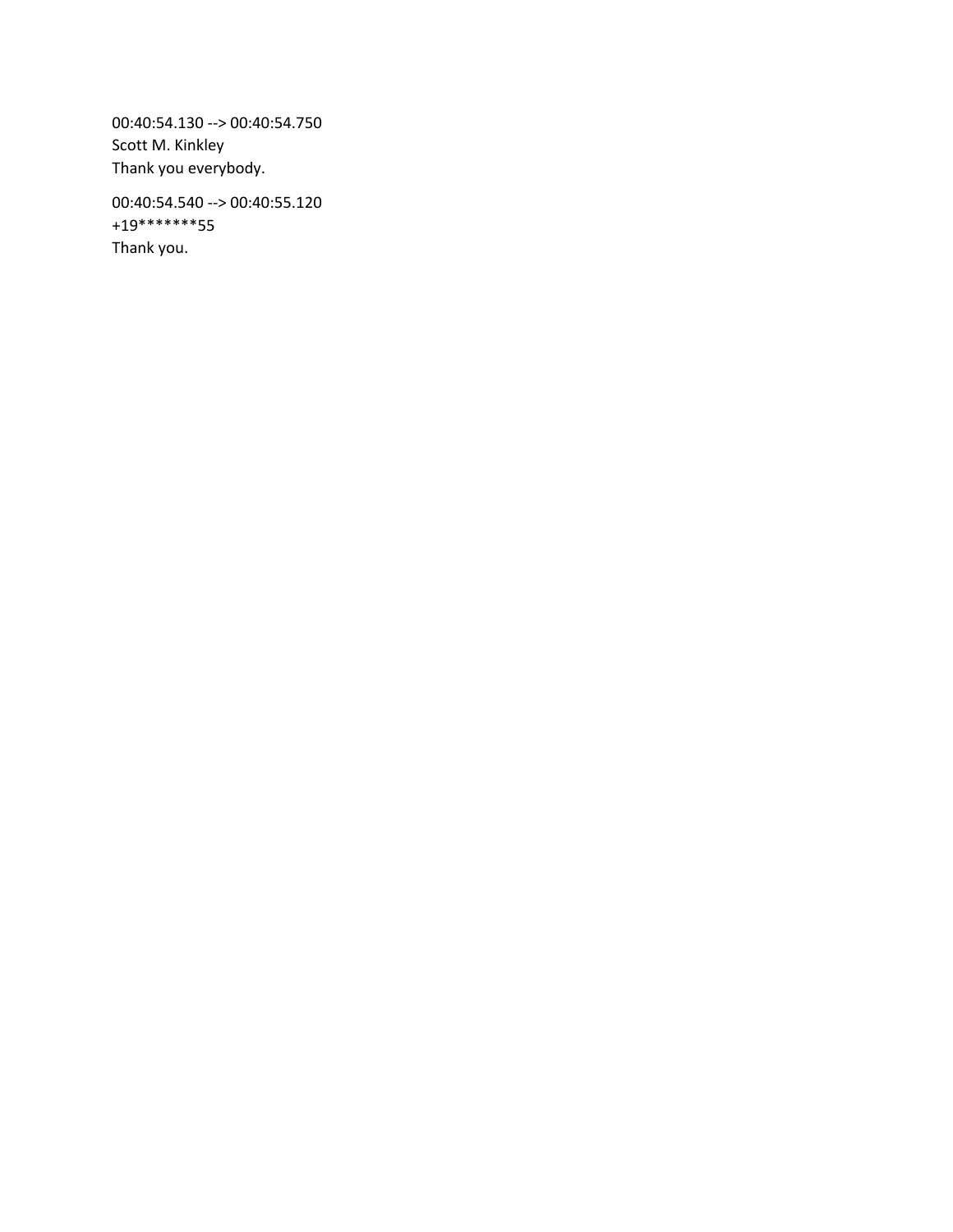00:40:54.130 --> 00:40:54.750
Scott M. Kinkley
Thank you everybody.

00:40:54.540 --> 00:40:55.120
+19*******55
Thank you.